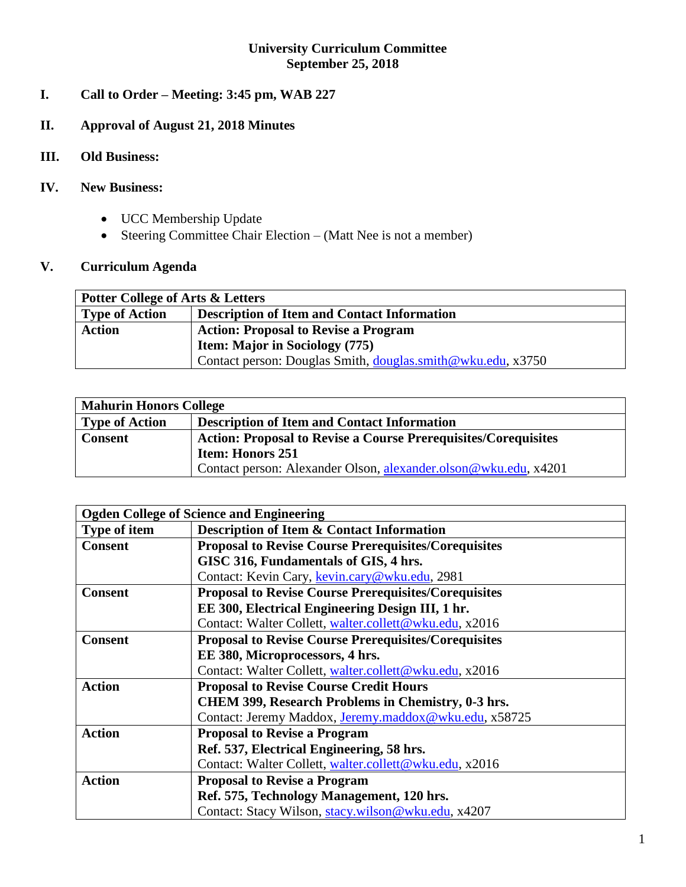# University Curriculum Committee
## September 25, 2018

**I. Call to Order – Meeting: 3:45 pm, WAB 227**

**II. Approval of August 21, 2018 Minutes**

**III. Old Business:**

**IV. New Business:**

- UCC Membership Update
- Steering Committee Chair Election – (Matt Nee is not a member)

**V. Curriculum Agenda**

| **Potter College of Arts & Letters** | |
|---|---|
| **Type of Action** | **Description of Item and Contact Information** |
| **Action** | **Action: Proposal to Revise a Program**<br>**Item: Major in Sociology (775)**<br>Contact person: Douglas Smith, douglas.smith@wku.edu, x3750 |

| **Mahurin Honors College** | |
|---|---|
| **Type of Action** | **Description of Item and Contact Information** |
| **Consent** | **Action: Proposal to Revise a Course Prerequisites/Corequisites**<br>**Item: Honors 251**<br>Contact person: Alexander Olson, alexander.olson@wku.edu, x4201 |

| **Ogden College of Science and Engineering** | |
|---|---|
| **Type of item** | **Description of Item & Contact Information** |
| **Consent** | **Proposal to Revise Course Prerequisites/Corequisites**<br>**GISC 316, Fundamentals of GIS, 4 hrs.**<br>Contact: Kevin Cary, kevin.cary@wku.edu, 2981 |
| **Consent** | **Proposal to Revise Course Prerequisites/Corequisites**<br>**EE 300, Electrical Engineering Design III, 1 hr.**<br>Contact: Walter Collett, walter.collett@wku.edu, x2016 |
| **Consent** | **Proposal to Revise Course Prerequisites/Corequisites**<br>**EE 380, Microprocessors, 4 hrs.**<br>Contact: Walter Collett, walter.collett@wku.edu, x2016 |
| **Action** | **Proposal to Revise Course Credit Hours**<br>**CHEM 399, Research Problems in Chemistry, 0-3 hrs.**<br>Contact: Jeremy Maddox, Jeremy.maddox@wku.edu, x58725 |
| **Action** | **Proposal to Revise a Program**<br>**Ref. 537, Electrical Engineering, 58 hrs.**<br>Contact: Walter Collett, walter.collett@wku.edu, x2016 |
| **Action** | **Proposal to Revise a Program**<br>**Ref. 575, Technology Management, 120 hrs.**<br>Contact: Stacy Wilson, stacy.wilson@wku.edu, x4207 |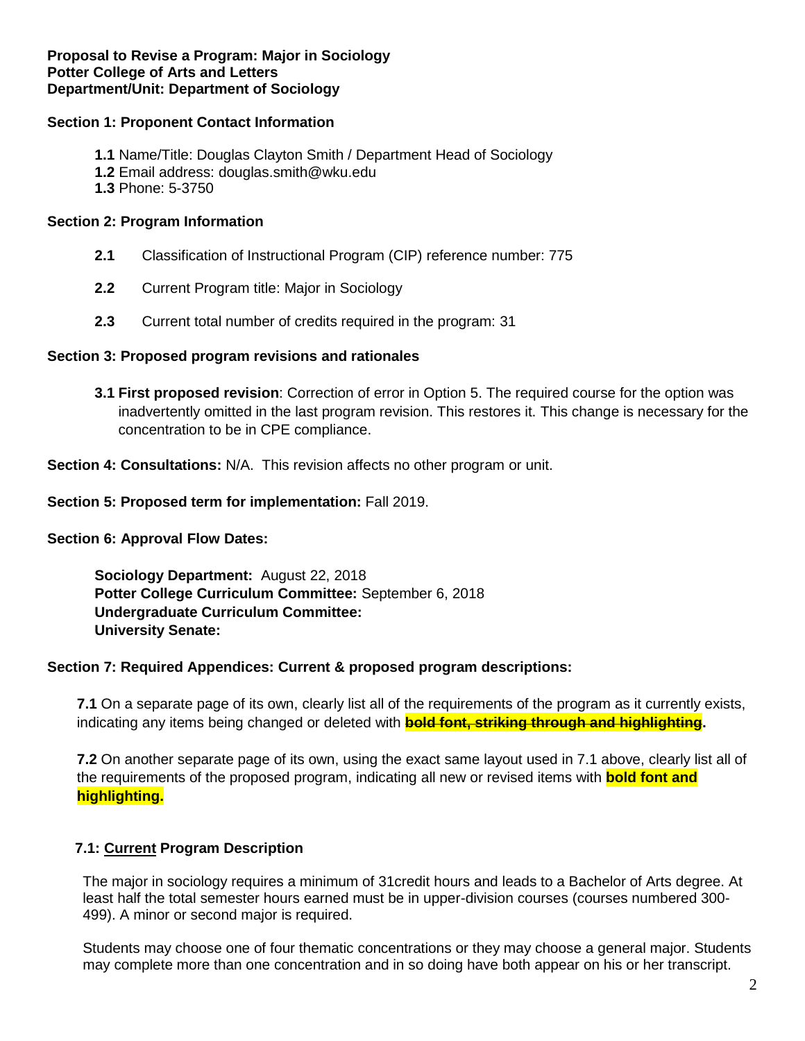**Proposal to Revise a Program: Major in Sociology**
**Potter College of Arts and Letters**
**Department/Unit: Department of Sociology**

**Section 1: Proponent Contact Information**

- **1.1** Name/Title: Douglas Clayton Smith / Department Head of Sociology
- **1.2** Email address: douglas.smith@wku.edu
- **1.3** Phone: 5-3750

**Section 2: Program Information**

- **2.1** Classification of Instructional Program (CIP) reference number: 775
- **2.2** Current Program title: Major in Sociology
- **2.3** Current total number of credits required in the program: 31

**Section 3: Proposed program revisions and rationales**

- **3.1 First proposed revision**: Correction of error in Option 5. The required course for the option was inadvertently omitted in the last program revision. This restores it. This change is necessary for the concentration to be in CPE compliance.

**Section 4: Consultations:** N/A. This revision affects no other program or unit.

**Section 5: Proposed term for implementation:** Fall 2019.

**Section 6: Approval Flow Dates:**

**Sociology Department:** August 22, 2018
**Potter College Curriculum Committee:** September 6, 2018
**Undergraduate Curriculum Committee:**
**University Senate:**

**Section 7: Required Appendices: Current & proposed program descriptions:**

**7.1** On a separate page of its own, clearly list all of the requirements of the program as it currently exists, indicating any items being changed or deleted with **~~bold font, striking through and highlighting~~**.

**7.2** On another separate page of its own, using the exact same layout used in 7.1 above, clearly list all of the requirements of the proposed program, indicating all new or revised items with **bold font and highlighting.**

**7.1: Current Program Description**

The major in sociology requires a minimum of 31credit hours and leads to a Bachelor of Arts degree. At least half the total semester hours earned must be in upper-division courses (courses numbered 300-499). A minor or second major is required.

Students may choose one of four thematic concentrations or they may choose a general major. Students may complete more than one concentration and in so doing have both appear on his or her transcript.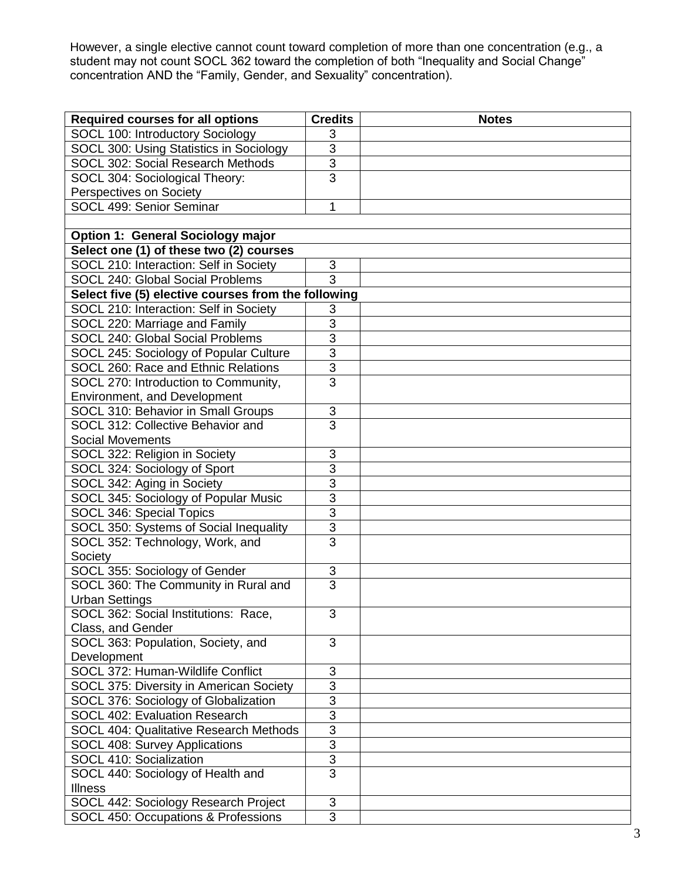However, a single elective cannot count toward completion of more than one concentration (e.g., a student may not count SOCL 362 toward the completion of both "Inequality and Social Change" concentration AND the "Family, Gender, and Sexuality" concentration).

| Required courses for all options | Credits | Notes |
|---|---|---|
| SOCL 100: Introductory Sociology | 3 | |
| SOCL 300: Using Statistics in Sociology | 3 | |
| SOCL 302: Social Research Methods | 3 | |
| SOCL 304: Sociological Theory: Perspectives on Society | 3 | |
| SOCL 499: Senior Seminar | 1 | |
| | | |
| **Option 1: General Sociology major** | | |
| **Select one (1) of these two (2) courses** | | |
| SOCL 210: Interaction: Self in Society | 3 | |
| SOCL 240: Global Social Problems | 3 | |
| **Select five (5) elective courses from the following** | | |
| SOCL 210: Interaction: Self in Society | 3 | |
| SOCL 220: Marriage and Family | 3 | |
| SOCL 240: Global Social Problems | 3 | |
| SOCL 245: Sociology of Popular Culture | 3 | |
| SOCL 260: Race and Ethnic Relations | 3 | |
| SOCL 270: Introduction to Community, Environment, and Development | 3 | |
| SOCL 310: Behavior in Small Groups | 3 | |
| SOCL 312: Collective Behavior and Social Movements | 3 | |
| SOCL 322: Religion in Society | 3 | |
| SOCL 324: Sociology of Sport | 3 | |
| SOCL 342: Aging in Society | 3 | |
| SOCL 345: Sociology of Popular Music | 3 | |
| SOCL 346: Special Topics | 3 | |
| SOCL 350: Systems of Social Inequality | 3 | |
| SOCL 352: Technology, Work, and Society | 3 | |
| SOCL 355: Sociology of Gender | 3 | |
| SOCL 360: The Community in Rural and Urban Settings | 3 | |
| SOCL 362: Social Institutions: Race, Class, and Gender | 3 | |
| SOCL 363: Population, Society, and Development | 3 | |
| SOCL 372: Human-Wildlife Conflict | 3 | |
| SOCL 375: Diversity in American Society | 3 | |
| SOCL 376: Sociology of Globalization | 3 | |
| SOCL 402: Evaluation Research | 3 | |
| SOCL 404: Qualitative Research Methods | 3 | |
| SOCL 408: Survey Applications | 3 | |
| SOCL 410: Socialization | 3 | |
| SOCL 440: Sociology of Health and Illness | 3 | |
| SOCL 442: Sociology Research Project | 3 | |
| SOCL 450: Occupations & Professions | 3 | |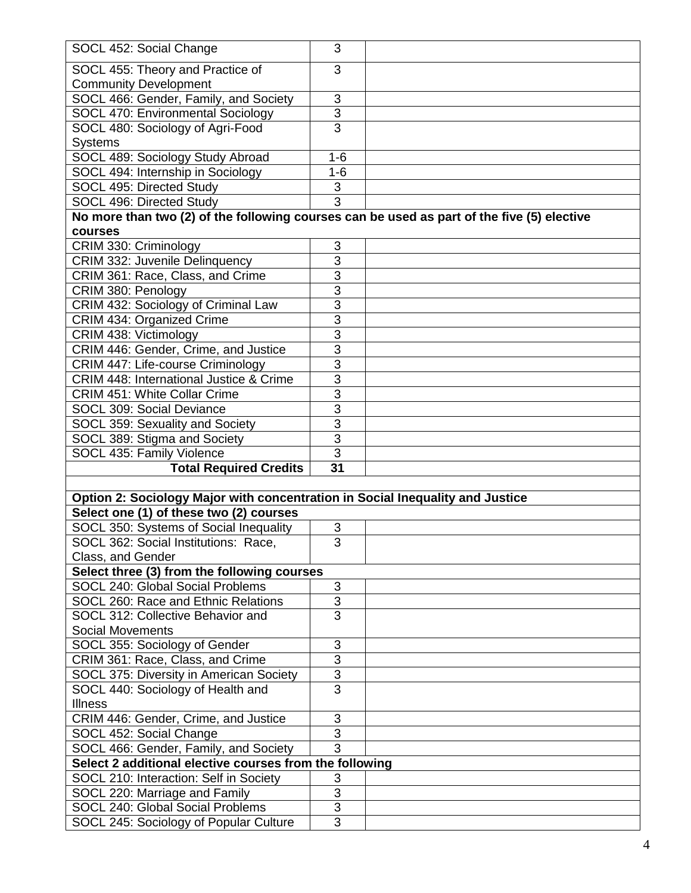| | | |
|---|---|---|
| SOCL 452: Social Change | 3 | |
| SOCL 455: Theory and Practice of Community Development | 3 | |
| SOCL 466: Gender, Family, and Society | 3 | |
| SOCL 470: Environmental Sociology | 3 | |
| SOCL 480: Sociology of Agri-Food Systems | 3 | |
| SOCL 489: Sociology Study Abroad | 1-6 | |
| SOCL 494: Internship in Sociology | 1-6 | |
| SOCL 495: Directed Study | 3 | |
| SOCL 496: Directed Study | 3 | |
| **No more than two (2) of the following courses can be used as part of the five (5) elective courses** | | |
| CRIM 330: Criminology | 3 | |
| CRIM 332: Juvenile Delinquency | 3 | |
| CRIM 361: Race, Class, and Crime | 3 | |
| CRIM 380: Penology | 3 | |
| CRIM 432: Sociology of Criminal Law | 3 | |
| CRIM 434: Organized Crime | 3 | |
| CRIM 438: Victimology | 3 | |
| CRIM 446: Gender, Crime, and Justice | 3 | |
| CRIM 447: Life-course Criminology | 3 | |
| CRIM 448: International Justice & Crime | 3 | |
| CRIM 451: White Collar Crime | 3 | |
| SOCL 309: Social Deviance | 3 | |
| SOCL 359: Sexuality and Society | 3 | |
| SOCL 389: Stigma and Society | 3 | |
| SOCL 435: Family Violence | 3 | |
| **Total Required Credits** | **31** | |
| | | |
| **Option 2: Sociology Major with concentration in Social Inequality and Justice** | | |
| **Select one (1) of these two (2) courses** | | |
| SOCL 350: Systems of Social Inequality | 3 | |
| SOCL 362: Social Institutions: Race, Class, and Gender | 3 | |
| **Select three (3) from the following courses** | | |
| SOCL 240: Global Social Problems | 3 | |
| SOCL 260: Race and Ethnic Relations | 3 | |
| SOCL 312: Collective Behavior and Social Movements | 3 | |
| SOCL 355: Sociology of Gender | 3 | |
| CRIM 361: Race, Class, and Crime | 3 | |
| SOCL 375: Diversity in American Society | 3 | |
| SOCL 440: Sociology of Health and Illness | 3 | |
| CRIM 446: Gender, Crime, and Justice | 3 | |
| SOCL 452: Social Change | 3 | |
| SOCL 466: Gender, Family, and Society | 3 | |
| **Select 2 additional elective courses from the following** | | |
| SOCL 210: Interaction: Self in Society | 3 | |
| SOCL 220: Marriage and Family | 3 | |
| SOCL 240: Global Social Problems | 3 | |
| SOCL 245: Sociology of Popular Culture | 3 | |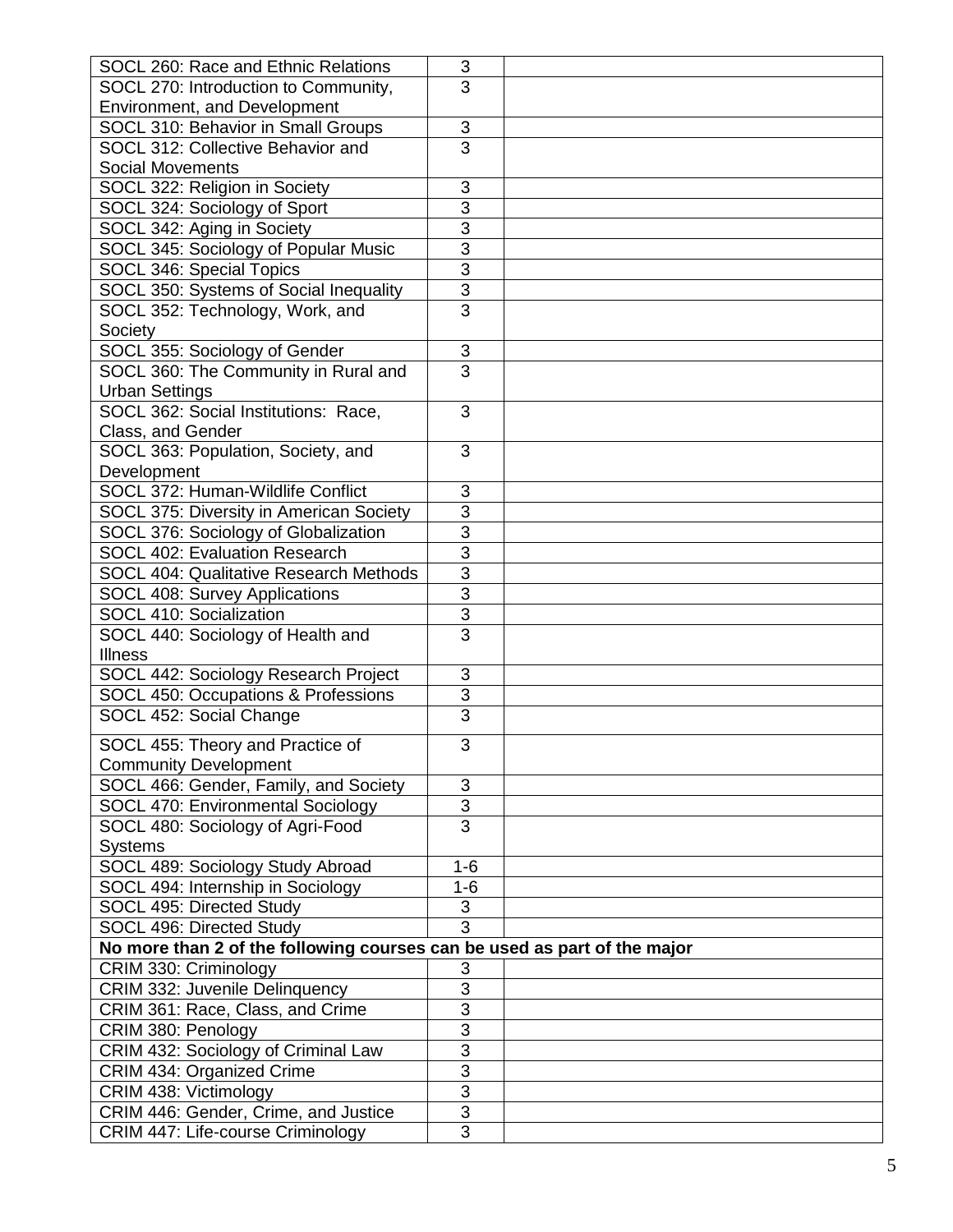| | | |
|---|---|---|
| SOCL 260: Race and Ethnic Relations | 3 | |
| SOCL 270: Introduction to Community, Environment, and Development | 3 | |
| SOCL 310: Behavior in Small Groups | 3 | |
| SOCL 312: Collective Behavior and Social Movements | 3 | |
| SOCL 322: Religion in Society | 3 | |
| SOCL 324: Sociology of Sport | 3 | |
| SOCL 342: Aging in Society | 3 | |
| SOCL 345: Sociology of Popular Music | 3 | |
| SOCL 346: Special Topics | 3 | |
| SOCL 350: Systems of Social Inequality | 3 | |
| SOCL 352: Technology, Work, and Society | 3 | |
| SOCL 355: Sociology of Gender | 3 | |
| SOCL 360: The Community in Rural and Urban Settings | 3 | |
| SOCL 362: Social Institutions: Race, Class, and Gender | 3 | |
| SOCL 363: Population, Society, and Development | 3 | |
| SOCL 372: Human-Wildlife Conflict | 3 | |
| SOCL 375: Diversity in American Society | 3 | |
| SOCL 376: Sociology of Globalization | 3 | |
| SOCL 402: Evaluation Research | 3 | |
| SOCL 404: Qualitative Research Methods | 3 | |
| SOCL 408: Survey Applications | 3 | |
| SOCL 410: Socialization | 3 | |
| SOCL 440: Sociology of Health and Illness | 3 | |
| SOCL 442: Sociology Research Project | 3 | |
| SOCL 450: Occupations & Professions | 3 | |
| SOCL 452: Social Change | 3 | |
| SOCL 455: Theory and Practice of Community Development | 3 | |
| SOCL 466: Gender, Family, and Society | 3 | |
| SOCL 470: Environmental Sociology | 3 | |
| SOCL 480: Sociology of Agri-Food Systems | 3 | |
| SOCL 489: Sociology Study Abroad | 1-6 | |
| SOCL 494: Internship in Sociology | 1-6 | |
| SOCL 495: Directed Study | 3 | |
| SOCL 496: Directed Study | 3 | |
| **No more than 2 of the following courses can be used as part of the major** | | |
| CRIM 330: Criminology | 3 | |
| CRIM 332: Juvenile Delinquency | 3 | |
| CRIM 361: Race, Class, and Crime | 3 | |
| CRIM 380: Penology | 3 | |
| CRIM 432: Sociology of Criminal Law | 3 | |
| CRIM 434: Organized Crime | 3 | |
| CRIM 438: Victimology | 3 | |
| CRIM 446: Gender, Crime, and Justice | 3 | |
| CRIM 447: Life-course Criminology | 3 | |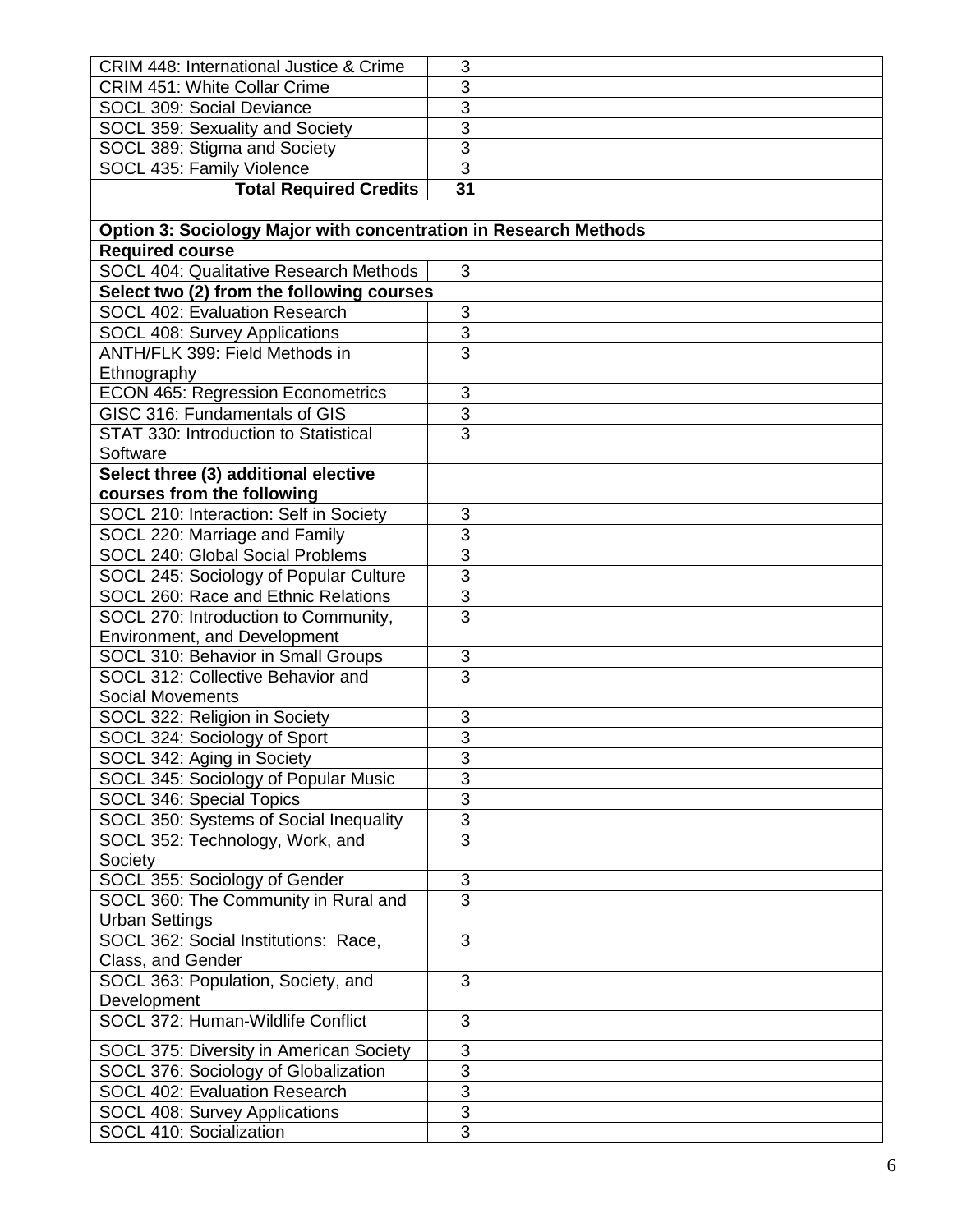| CRIM 448: International Justice & Crime | 3 | |
|---|---|---|
| CRIM 451: White Collar Crime | 3 | |
| SOCL 309: Social Deviance | 3 | |
| SOCL 359: Sexuality and Society | 3 | |
| SOCL 389: Stigma and Society | 3 | |
| SOCL 435: Family Violence | 3 | |
| **Total Required Credits** | **31** | |
| | | |
| **Option 3: Sociology Major with concentration in Research Methods** | | |
| **Required course** | | |
| SOCL 404: Qualitative Research Methods | 3 | |
| **Select two (2) from the following courses** | | |
| SOCL 402: Evaluation Research | 3 | |
| SOCL 408: Survey Applications | 3 | |
| ANTH/FLK 399: Field Methods in Ethnography | 3 | |
| ECON 465: Regression Econometrics | 3 | |
| GISC 316: Fundamentals of GIS | 3 | |
| STAT 330: Introduction to Statistical Software | 3 | |
| **Select three (3) additional elective courses from the following** | | |
| SOCL 210: Interaction: Self in Society | 3 | |
| SOCL 220: Marriage and Family | 3 | |
| SOCL 240: Global Social Problems | 3 | |
| SOCL 245: Sociology of Popular Culture | 3 | |
| SOCL 260: Race and Ethnic Relations | 3 | |
| SOCL 270: Introduction to Community, Environment, and Development | 3 | |
| SOCL 310: Behavior in Small Groups | 3 | |
| SOCL 312: Collective Behavior and Social Movements | 3 | |
| SOCL 322: Religion in Society | 3 | |
| SOCL 324: Sociology of Sport | 3 | |
| SOCL 342: Aging in Society | 3 | |
| SOCL 345: Sociology of Popular Music | 3 | |
| SOCL 346: Special Topics | 3 | |
| SOCL 350: Systems of Social Inequality | 3 | |
| SOCL 352: Technology, Work, and Society | 3 | |
| SOCL 355: Sociology of Gender | 3 | |
| SOCL 360: The Community in Rural and Urban Settings | 3 | |
| SOCL 362: Social Institutions: Race, Class, and Gender | 3 | |
| SOCL 363: Population, Society, and Development | 3 | |
| SOCL 372: Human-Wildlife Conflict | 3 | |
| SOCL 375: Diversity in American Society | 3 | |
| SOCL 376: Sociology of Globalization | 3 | |
| SOCL 402: Evaluation Research | 3 | |
| SOCL 408: Survey Applications | 3 | |
| SOCL 410: Socialization | 3 | |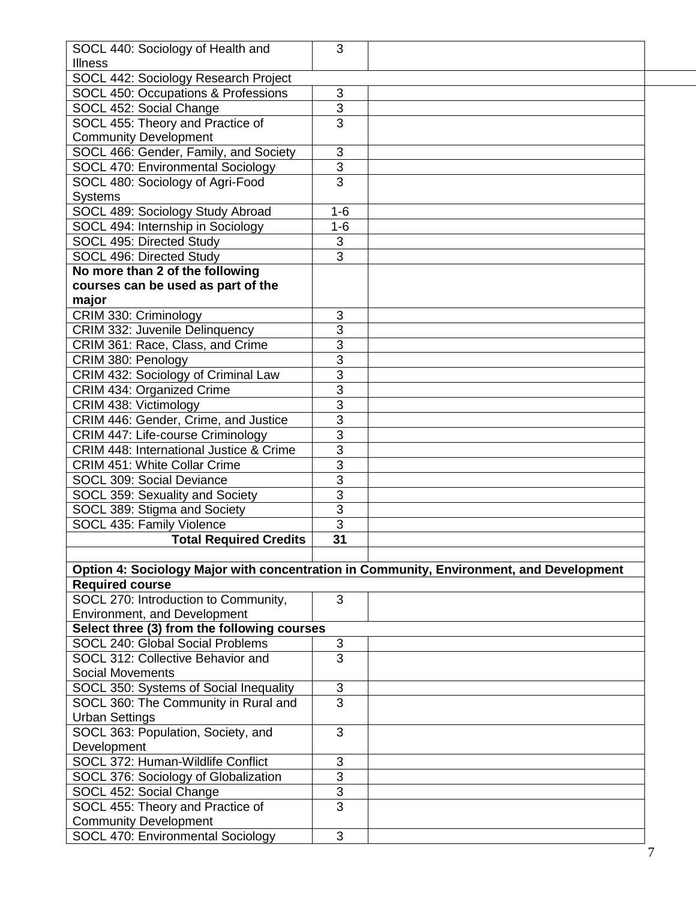| | | |
|---|---|---|
| SOCL 440: Sociology of Health and Illness | 3 | |
| SOCL 442: Sociology Research Project | | |
| SOCL 450: Occupations & Professions | 3 | |
| SOCL 452: Social Change | 3 | |
| SOCL 455: Theory and Practice of Community Development | 3 | |
| SOCL 466: Gender, Family, and Society | 3 | |
| SOCL 470: Environmental Sociology | 3 | |
| SOCL 480: Sociology of Agri-Food Systems | 3 | |
| SOCL 489: Sociology Study Abroad | 1-6 | |
| SOCL 494: Internship in Sociology | 1-6 | |
| SOCL 495: Directed Study | 3 | |
| SOCL 496: Directed Study | 3 | |
| **No more than 2 of the following courses can be used as part of the major** | | |
| CRIM 330: Criminology | 3 | |
| CRIM 332: Juvenile Delinquency | 3 | |
| CRIM 361: Race, Class, and Crime | 3 | |
| CRIM 380: Penology | 3 | |
| CRIM 432: Sociology of Criminal Law | 3 | |
| CRIM 434: Organized Crime | 3 | |
| CRIM 438: Victimology | 3 | |
| CRIM 446: Gender, Crime, and Justice | 3 | |
| CRIM 447: Life-course Criminology | 3 | |
| CRIM 448: International Justice & Crime | 3 | |
| CRIM 451: White Collar Crime | 3 | |
| SOCL 309: Social Deviance | 3 | |
| SOCL 359: Sexuality and Society | 3 | |
| SOCL 389: Stigma and Society | 3 | |
| SOCL 435: Family Violence | 3 | |
| **Total Required Credits** | **31** | |
| | | |
| **Option 4: Sociology Major with concentration in Community, Environment, and Development** | | |
| **Required course** | | |
| SOCL 270: Introduction to Community, Environment, and Development | 3 | |
| **Select three (3) from the following courses** | | |
| SOCL 240: Global Social Problems | 3 | |
| SOCL 312: Collective Behavior and Social Movements | 3 | |
| SOCL 350: Systems of Social Inequality | 3 | |
| SOCL 360: The Community in Rural and Urban Settings | 3 | |
| SOCL 363: Population, Society, and Development | 3 | |
| SOCL 372: Human-Wildlife Conflict | 3 | |
| SOCL 376: Sociology of Globalization | 3 | |
| SOCL 452: Social Change | 3 | |
| SOCL 455: Theory and Practice of Community Development | 3 | |
| SOCL 470: Environmental Sociology | 3 | |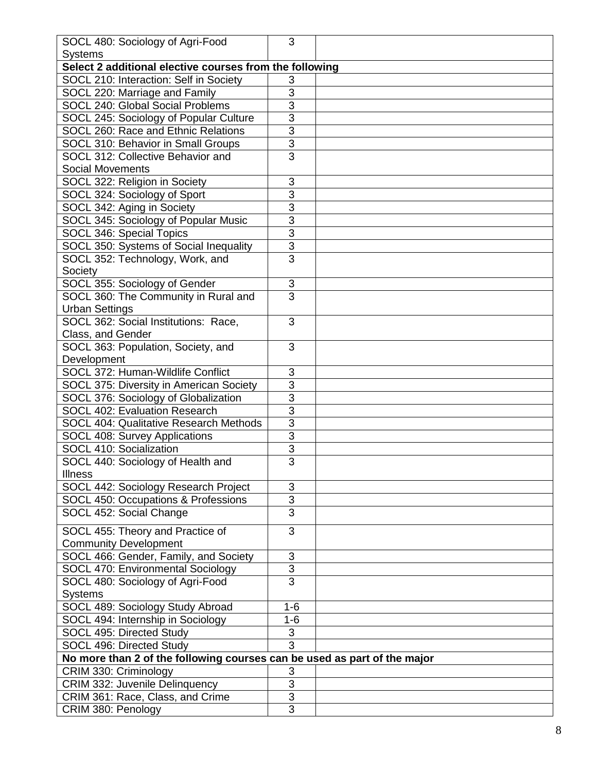| | | |
|---|---|---|
| SOCL 480: Sociology of Agri-Food Systems | 3 | |
| **Select 2 additional elective courses from the following** | | |
| SOCL 210: Interaction: Self in Society | 3 | |
| SOCL 220: Marriage and Family | 3 | |
| SOCL 240: Global Social Problems | 3 | |
| SOCL 245: Sociology of Popular Culture | 3 | |
| SOCL 260: Race and Ethnic Relations | 3 | |
| SOCL 310: Behavior in Small Groups | 3 | |
| SOCL 312: Collective Behavior and Social Movements | 3 | |
| SOCL 322: Religion in Society | 3 | |
| SOCL 324: Sociology of Sport | 3 | |
| SOCL 342: Aging in Society | 3 | |
| SOCL 345: Sociology of Popular Music | 3 | |
| SOCL 346: Special Topics | 3 | |
| SOCL 350: Systems of Social Inequality | 3 | |
| SOCL 352: Technology, Work, and Society | 3 | |
| SOCL 355: Sociology of Gender | 3 | |
| SOCL 360: The Community in Rural and Urban Settings | 3 | |
| SOCL 362: Social Institutions: Race, Class, and Gender | 3 | |
| SOCL 363: Population, Society, and Development | 3 | |
| SOCL 372: Human-Wildlife Conflict | 3 | |
| SOCL 375: Diversity in American Society | 3 | |
| SOCL 376: Sociology of Globalization | 3 | |
| SOCL 402: Evaluation Research | 3 | |
| SOCL 404: Qualitative Research Methods | 3 | |
| SOCL 408: Survey Applications | 3 | |
| SOCL 410: Socialization | 3 | |
| SOCL 440: Sociology of Health and Illness | 3 | |
| SOCL 442: Sociology Research Project | 3 | |
| SOCL 450: Occupations & Professions | 3 | |
| SOCL 452: Social Change | 3 | |
| SOCL 455: Theory and Practice of Community Development | 3 | |
| SOCL 466: Gender, Family, and Society | 3 | |
| SOCL 470: Environmental Sociology | 3 | |
| SOCL 480: Sociology of Agri-Food Systems | 3 | |
| SOCL 489: Sociology Study Abroad | 1-6 | |
| SOCL 494: Internship in Sociology | 1-6 | |
| SOCL 495: Directed Study | 3 | |
| SOCL 496: Directed Study | 3 | |
| **No more than 2 of the following courses can be used as part of the major** | | |
| CRIM 330: Criminology | 3 | |
| CRIM 332: Juvenile Delinquency | 3 | |
| CRIM 361: Race, Class, and Crime | 3 | |
| CRIM 380: Penology | 3 | |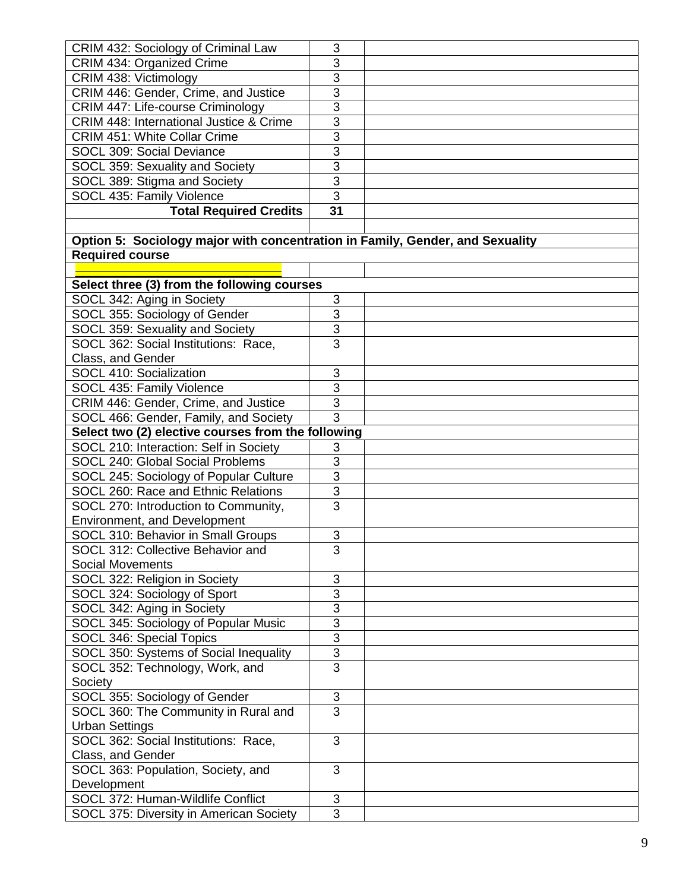| | | |
|---|---|---|
| CRIM 432: Sociology of Criminal Law | 3 | |
| CRIM 434: Organized Crime | 3 | |
| CRIM 438: Victimology | 3 | |
| CRIM 446: Gender, Crime, and Justice | 3 | |
| CRIM 447: Life-course Criminology | 3 | |
| CRIM 448: International Justice & Crime | 3 | |
| CRIM 451: White Collar Crime | 3 | |
| SOCL 309: Social Deviance | 3 | |
| SOCL 359: Sexuality and Society | 3 | |
| SOCL 389: Stigma and Society | 3 | |
| SOCL 435: Family Violence | 3 | |
| **Total Required Credits** | **31** | |
| | | |
| **Option 5: Sociology major with concentration in Family, Gender, and Sexuality** | | |
| **Required course** | | |
| | | |
| **Select three (3) from the following courses** | | |
| SOCL 342: Aging in Society | 3 | |
| SOCL 355: Sociology of Gender | 3 | |
| SOCL 359: Sexuality and Society | 3 | |
| SOCL 362: Social Institutions: Race, Class, and Gender | 3 | |
| SOCL 410: Socialization | 3 | |
| SOCL 435: Family Violence | 3 | |
| CRIM 446: Gender, Crime, and Justice | 3 | |
| SOCL 466: Gender, Family, and Society | 3 | |
| **Select two (2) elective courses from the following** | | |
| SOCL 210: Interaction: Self in Society | 3 | |
| SOCL 240: Global Social Problems | 3 | |
| SOCL 245: Sociology of Popular Culture | 3 | |
| SOCL 260: Race and Ethnic Relations | 3 | |
| SOCL 270: Introduction to Community, Environment, and Development | 3 | |
| SOCL 310: Behavior in Small Groups | 3 | |
| SOCL 312: Collective Behavior and Social Movements | 3 | |
| SOCL 322: Religion in Society | 3 | |
| SOCL 324: Sociology of Sport | 3 | |
| SOCL 342: Aging in Society | 3 | |
| SOCL 345: Sociology of Popular Music | 3 | |
| SOCL 346: Special Topics | 3 | |
| SOCL 350: Systems of Social Inequality | 3 | |
| SOCL 352: Technology, Work, and Society | 3 | |
| SOCL 355: Sociology of Gender | 3 | |
| SOCL 360: The Community in Rural and Urban Settings | 3 | |
| SOCL 362: Social Institutions: Race, Class, and Gender | 3 | |
| SOCL 363: Population, Society, and Development | 3 | |
| SOCL 372: Human-Wildlife Conflict | 3 | |
| SOCL 375: Diversity in American Society | 3 | |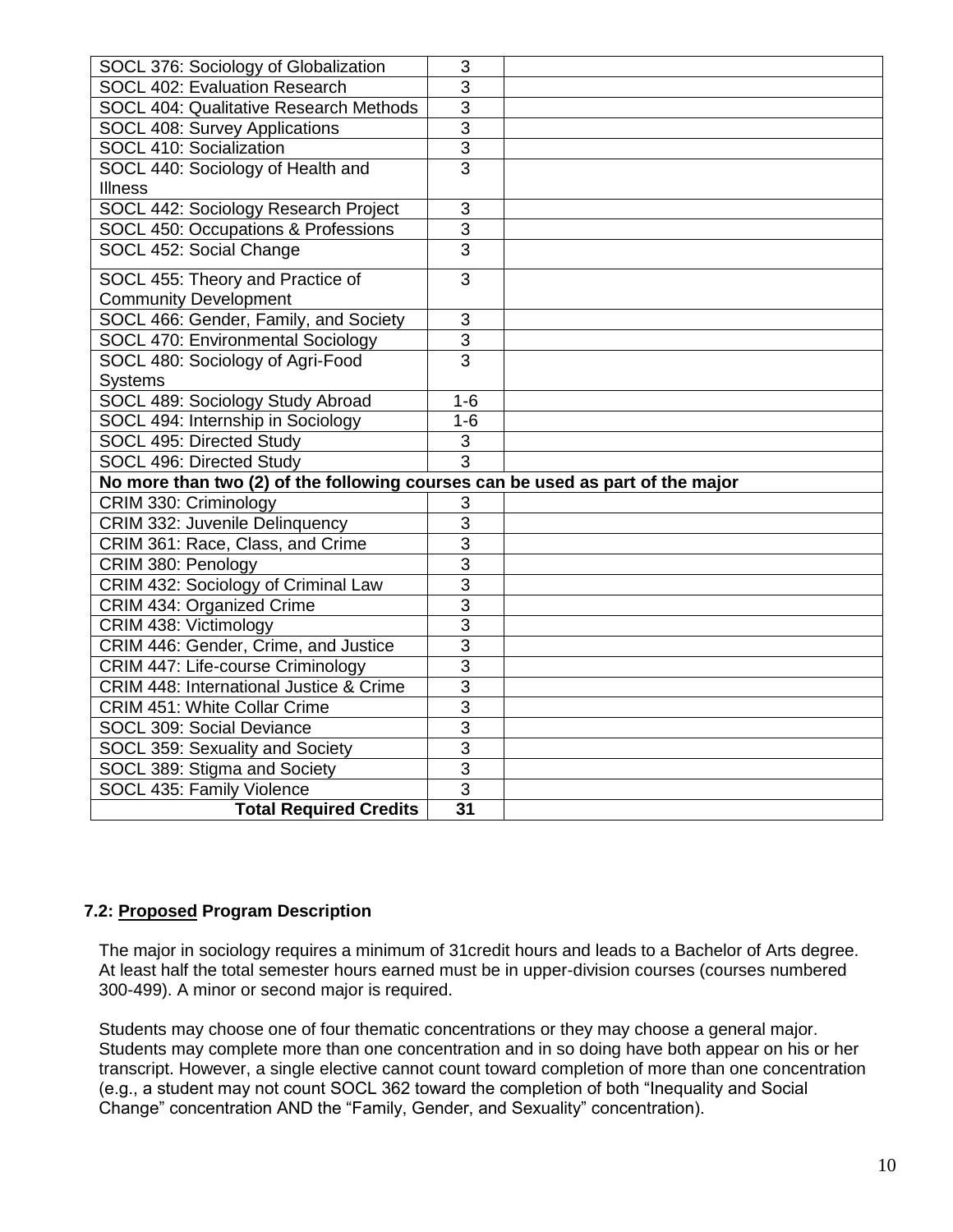| | | |
|---|---|---|
| SOCL 376: Sociology of Globalization | 3 | |
| SOCL 402: Evaluation Research | 3 | |
| SOCL 404: Qualitative Research Methods | 3 | |
| SOCL 408: Survey Applications | 3 | |
| SOCL 410: Socialization | 3 | |
| SOCL 440: Sociology of Health and Illness | 3 | |
| SOCL 442: Sociology Research Project | 3 | |
| SOCL 450: Occupations & Professions | 3 | |
| SOCL 452: Social Change | 3 | |
| SOCL 455: Theory and Practice of Community Development | 3 | |
| SOCL 466: Gender, Family, and Society | 3 | |
| SOCL 470: Environmental Sociology | 3 | |
| SOCL 480: Sociology of Agri-Food Systems | 3 | |
| SOCL 489: Sociology Study Abroad | 1-6 | |
| SOCL 494: Internship in Sociology | 1-6 | |
| SOCL 495: Directed Study | 3 | |
| SOCL 496: Directed Study | 3 | |
| **No more than two (2) of the following courses can be used as part of the major** | | |
| CRIM 330: Criminology | 3 | |
| CRIM 332: Juvenile Delinquency | 3 | |
| CRIM 361: Race, Class, and Crime | 3 | |
| CRIM 380: Penology | 3 | |
| CRIM 432: Sociology of Criminal Law | 3 | |
| CRIM 434: Organized Crime | 3 | |
| CRIM 438: Victimology | 3 | |
| CRIM 446: Gender, Crime, and Justice | 3 | |
| CRIM 447: Life-course Criminology | 3 | |
| CRIM 448: International Justice & Crime | 3 | |
| CRIM 451: White Collar Crime | 3 | |
| SOCL 309: Social Deviance | 3 | |
| SOCL 359: Sexuality and Society | 3 | |
| SOCL 389: Stigma and Society | 3 | |
| SOCL 435: Family Violence | 3 | |
| **Total Required Credits** | **31** | |

### 7.2: Proposed Program Description

The major in sociology requires a minimum of 31credit hours and leads to a Bachelor of Arts degree. At least half the total semester hours earned must be in upper-division courses (courses numbered 300-499). A minor or second major is required.

Students may choose one of four thematic concentrations or they may choose a general major. Students may complete more than one concentration and in so doing have both appear on his or her transcript. However, a single elective cannot count toward completion of more than one concentration (e.g., a student may not count SOCL 362 toward the completion of both "Inequality and Social Change" concentration AND the "Family, Gender, and Sexuality" concentration).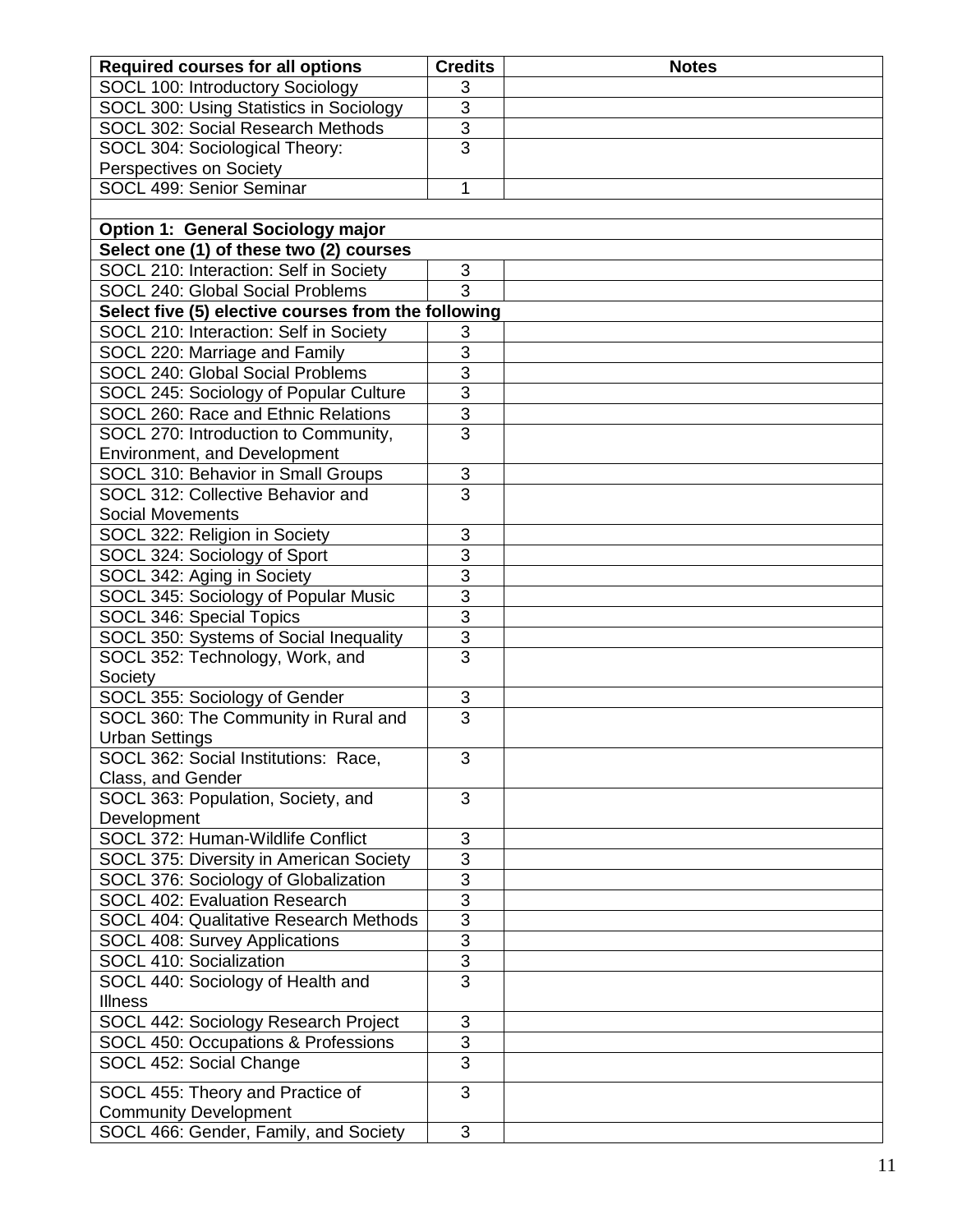| Required courses for all options | Credits | Notes |
|---|---|---|
| SOCL 100: Introductory Sociology | 3 | |
| SOCL 300: Using Statistics in Sociology | 3 | |
| SOCL 302: Social Research Methods | 3 | |
| SOCL 304: Sociological Theory: Perspectives on Society | 3 | |
| SOCL 499: Senior Seminar | 1 | |
| | | |
| **Option 1: General Sociology major** | | |
| **Select one (1) of these two (2) courses** | | |
| SOCL 210: Interaction: Self in Society | 3 | |
| SOCL 240: Global Social Problems | 3 | |
| **Select five (5) elective courses from the following** | | |
| SOCL 210: Interaction: Self in Society | 3 | |
| SOCL 220: Marriage and Family | 3 | |
| SOCL 240: Global Social Problems | 3 | |
| SOCL 245: Sociology of Popular Culture | 3 | |
| SOCL 260: Race and Ethnic Relations | 3 | |
| SOCL 270: Introduction to Community, Environment, and Development | 3 | |
| SOCL 310: Behavior in Small Groups | 3 | |
| SOCL 312: Collective Behavior and Social Movements | 3 | |
| SOCL 322: Religion in Society | 3 | |
| SOCL 324: Sociology of Sport | 3 | |
| SOCL 342: Aging in Society | 3 | |
| SOCL 345: Sociology of Popular Music | 3 | |
| SOCL 346: Special Topics | 3 | |
| SOCL 350: Systems of Social Inequality | 3 | |
| SOCL 352: Technology, Work, and Society | 3 | |
| SOCL 355: Sociology of Gender | 3 | |
| SOCL 360: The Community in Rural and Urban Settings | 3 | |
| SOCL 362: Social Institutions: Race, Class, and Gender | 3 | |
| SOCL 363: Population, Society, and Development | 3 | |
| SOCL 372: Human-Wildlife Conflict | 3 | |
| SOCL 375: Diversity in American Society | 3 | |
| SOCL 376: Sociology of Globalization | 3 | |
| SOCL 402: Evaluation Research | 3 | |
| SOCL 404: Qualitative Research Methods | 3 | |
| SOCL 408: Survey Applications | 3 | |
| SOCL 410: Socialization | 3 | |
| SOCL 440: Sociology of Health and Illness | 3 | |
| SOCL 442: Sociology Research Project | 3 | |
| SOCL 450: Occupations & Professions | 3 | |
| SOCL 452: Social Change | 3 | |
| SOCL 455: Theory and Practice of Community Development | 3 | |
| SOCL 466: Gender, Family, and Society | 3 | |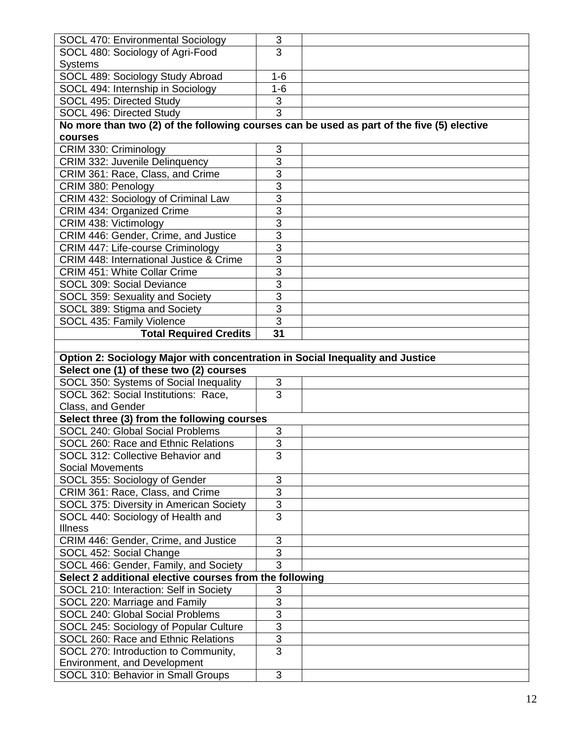| | | |
|---|---|---|
| SOCL 470: Environmental Sociology | 3 | |
| SOCL 480: Sociology of Agri-Food Systems | 3 | |
| SOCL 489: Sociology Study Abroad | 1-6 | |
| SOCL 494: Internship in Sociology | 1-6 | |
| SOCL 495: Directed Study | 3 | |
| SOCL 496: Directed Study | 3 | |
| **No more than two (2) of the following courses can be used as part of the five (5) elective courses** | | |
| CRIM 330: Criminology | 3 | |
| CRIM 332: Juvenile Delinquency | 3 | |
| CRIM 361: Race, Class, and Crime | 3 | |
| CRIM 380: Penology | 3 | |
| CRIM 432: Sociology of Criminal Law | 3 | |
| CRIM 434: Organized Crime | 3 | |
| CRIM 438: Victimology | 3 | |
| CRIM 446: Gender, Crime, and Justice | 3 | |
| CRIM 447: Life-course Criminology | 3 | |
| CRIM 448: International Justice & Crime | 3 | |
| CRIM 451: White Collar Crime | 3 | |
| SOCL 309: Social Deviance | 3 | |
| SOCL 359: Sexuality and Society | 3 | |
| SOCL 389: Stigma and Society | 3 | |
| SOCL 435: Family Violence | 3 | |
| **Total Required Credits** | **31** | |
| | | |
| **Option 2: Sociology Major with concentration in Social Inequality and Justice** | | |
| **Select one (1) of these two (2) courses** | | |
| SOCL 350: Systems of Social Inequality | 3 | |
| SOCL 362: Social Institutions: Race, Class, and Gender | 3 | |
| **Select three (3) from the following courses** | | |
| SOCL 240: Global Social Problems | 3 | |
| SOCL 260: Race and Ethnic Relations | 3 | |
| SOCL 312: Collective Behavior and Social Movements | 3 | |
| SOCL 355: Sociology of Gender | 3 | |
| CRIM 361: Race, Class, and Crime | 3 | |
| SOCL 375: Diversity in American Society | 3 | |
| SOCL 440: Sociology of Health and Illness | 3 | |
| CRIM 446: Gender, Crime, and Justice | 3 | |
| SOCL 452: Social Change | 3 | |
| SOCL 466: Gender, Family, and Society | 3 | |
| **Select 2 additional elective courses from the following** | | |
| SOCL 210: Interaction: Self in Society | 3 | |
| SOCL 220: Marriage and Family | 3 | |
| SOCL 240: Global Social Problems | 3 | |
| SOCL 245: Sociology of Popular Culture | 3 | |
| SOCL 260: Race and Ethnic Relations | 3 | |
| SOCL 270: Introduction to Community, Environment, and Development | 3 | |
| SOCL 310: Behavior in Small Groups | 3 | |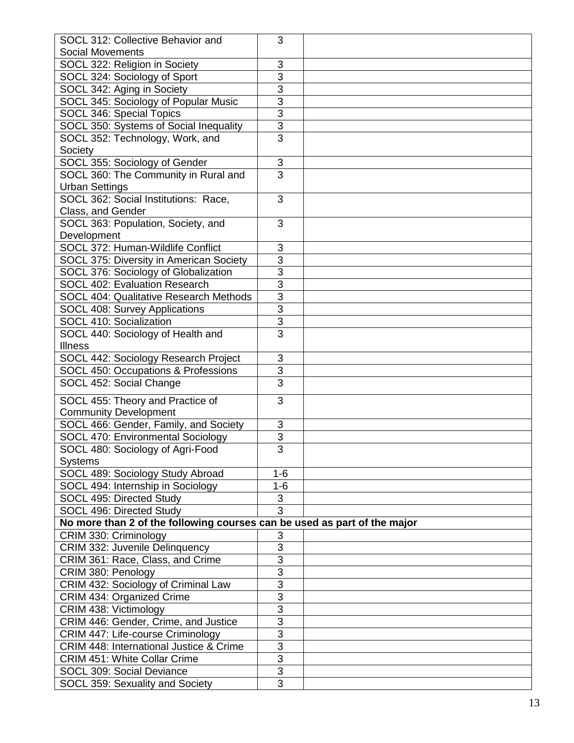| | | |
|---|---|---|
| SOCL 312: Collective Behavior and Social Movements | 3 | |
| SOCL 322: Religion in Society | 3 | |
| SOCL 324: Sociology of Sport | 3 | |
| SOCL 342: Aging in Society | 3 | |
| SOCL 345: Sociology of Popular Music | 3 | |
| SOCL 346: Special Topics | 3 | |
| SOCL 350: Systems of Social Inequality | 3 | |
| SOCL 352: Technology, Work, and Society | 3 | |
| SOCL 355: Sociology of Gender | 3 | |
| SOCL 360: The Community in Rural and Urban Settings | 3 | |
| SOCL 362: Social Institutions: Race, Class, and Gender | 3 | |
| SOCL 363: Population, Society, and Development | 3 | |
| SOCL 372: Human-Wildlife Conflict | 3 | |
| SOCL 375: Diversity in American Society | 3 | |
| SOCL 376: Sociology of Globalization | 3 | |
| SOCL 402: Evaluation Research | 3 | |
| SOCL 404: Qualitative Research Methods | 3 | |
| SOCL 408: Survey Applications | 3 | |
| SOCL 410: Socialization | 3 | |
| SOCL 440: Sociology of Health and Illness | 3 | |
| SOCL 442: Sociology Research Project | 3 | |
| SOCL 450: Occupations & Professions | 3 | |
| SOCL 452: Social Change | 3 | |
| SOCL 455: Theory and Practice of Community Development | 3 | |
| SOCL 466: Gender, Family, and Society | 3 | |
| SOCL 470: Environmental Sociology | 3 | |
| SOCL 480: Sociology of Agri-Food Systems | 3 | |
| SOCL 489: Sociology Study Abroad | 1-6 | |
| SOCL 494: Internship in Sociology | 1-6 | |
| SOCL 495: Directed Study | 3 | |
| SOCL 496: Directed Study | 3 | |
| **No more than 2 of the following courses can be used as part of the major** | | |
| CRIM 330: Criminology | 3 | |
| CRIM 332: Juvenile Delinquency | 3 | |
| CRIM 361: Race, Class, and Crime | 3 | |
| CRIM 380: Penology | 3 | |
| CRIM 432: Sociology of Criminal Law | 3 | |
| CRIM 434: Organized Crime | 3 | |
| CRIM 438: Victimology | 3 | |
| CRIM 446: Gender, Crime, and Justice | 3 | |
| CRIM 447: Life-course Criminology | 3 | |
| CRIM 448: International Justice & Crime | 3 | |
| CRIM 451: White Collar Crime | 3 | |
| SOCL 309: Social Deviance | 3 | |
| SOCL 359: Sexuality and Society | 3 | |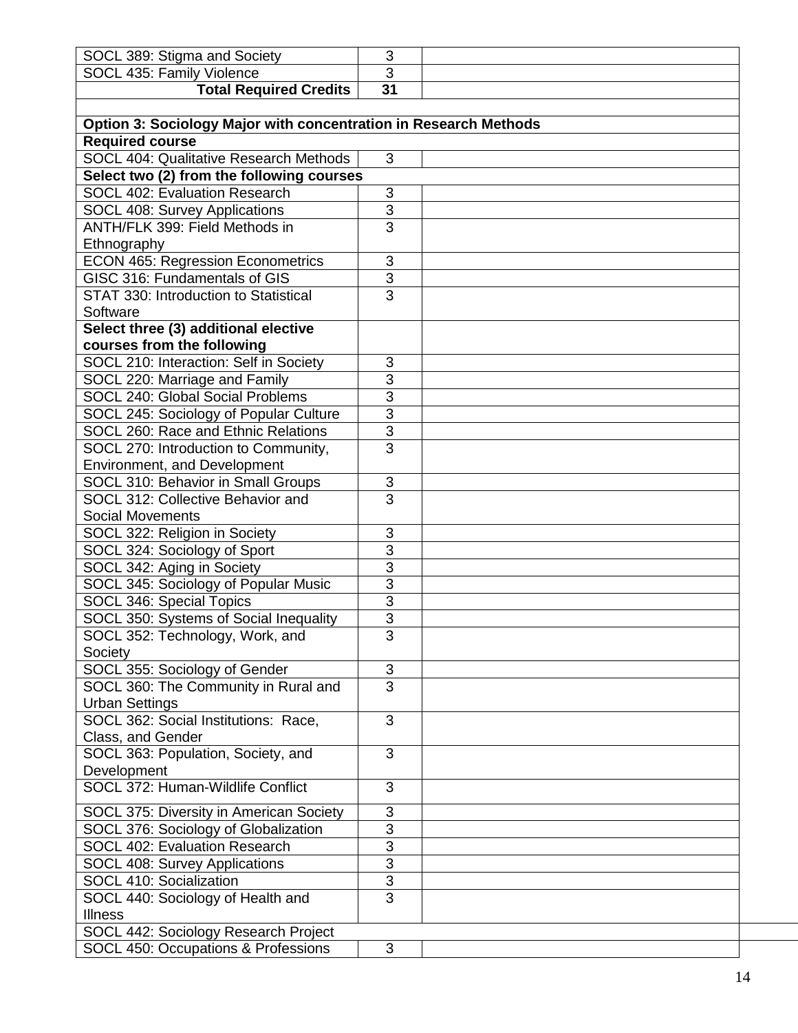| SOCL 389: Stigma and Society | 3 | |
|---|---|---|
| SOCL 435: Family Violence | 3 | |
| **Total Required Credits** | **31** | |
| | | |
| **Option 3: Sociology Major with concentration in Research Methods** | | |
| **Required course** | | |
| SOCL 404: Qualitative Research Methods | 3 | |
| **Select two (2) from the following courses** | | |
| SOCL 402: Evaluation Research | 3 | |
| SOCL 408: Survey Applications | 3 | |
| ANTH/FLK 399: Field Methods in Ethnography | 3 | |
| ECON 465: Regression Econometrics | 3 | |
| GISC 316: Fundamentals of GIS | 3 | |
| STAT 330: Introduction to Statistical Software | 3 | |
| **Select three (3) additional elective courses from the following** | | |
| SOCL 210: Interaction: Self in Society | 3 | |
| SOCL 220: Marriage and Family | 3 | |
| SOCL 240: Global Social Problems | 3 | |
| SOCL 245: Sociology of Popular Culture | 3 | |
| SOCL 260: Race and Ethnic Relations | 3 | |
| SOCL 270: Introduction to Community, Environment, and Development | 3 | |
| SOCL 310: Behavior in Small Groups | 3 | |
| SOCL 312: Collective Behavior and Social Movements | 3 | |
| SOCL 322: Religion in Society | 3 | |
| SOCL 324: Sociology of Sport | 3 | |
| SOCL 342: Aging in Society | 3 | |
| SOCL 345: Sociology of Popular Music | 3 | |
| SOCL 346: Special Topics | 3 | |
| SOCL 350: Systems of Social Inequality | 3 | |
| SOCL 352: Technology, Work, and Society | 3 | |
| SOCL 355: Sociology of Gender | 3 | |
| SOCL 360: The Community in Rural and Urban Settings | 3 | |
| SOCL 362: Social Institutions: Race, Class, and Gender | 3 | |
| SOCL 363: Population, Society, and Development | 3 | |
| SOCL 372: Human-Wildlife Conflict | 3 | |
| SOCL 375: Diversity in American Society | 3 | |
| SOCL 376: Sociology of Globalization | 3 | |
| SOCL 402: Evaluation Research | 3 | |
| SOCL 408: Survey Applications | 3 | |
| SOCL 410: Socialization | 3 | |
| SOCL 440: Sociology of Health and Illness | 3 | |
| SOCL 442: Sociology Research Project | | |
| SOCL 450: Occupations & Professions | 3 | |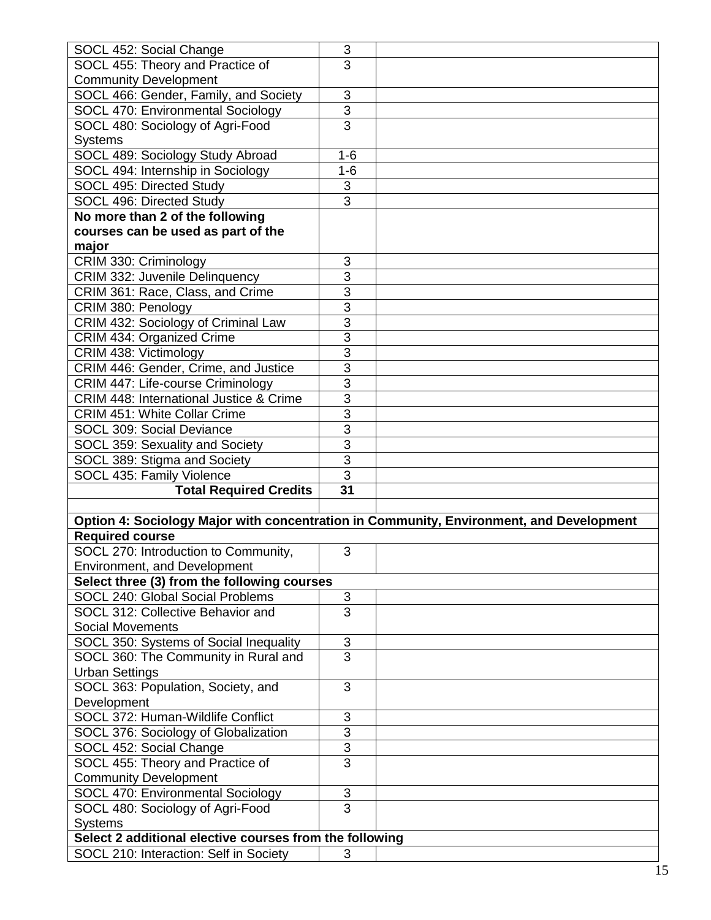| | | |
|---|---|---|
| SOCL 452: Social Change | 3 | |
| SOCL 455: Theory and Practice of Community Development | 3 | |
| SOCL 466: Gender, Family, and Society | 3 | |
| SOCL 470: Environmental Sociology | 3 | |
| SOCL 480: Sociology of Agri-Food Systems | 3 | |
| SOCL 489: Sociology Study Abroad | 1-6 | |
| SOCL 494: Internship in Sociology | 1-6 | |
| SOCL 495: Directed Study | 3 | |
| SOCL 496: Directed Study | 3 | |
| **No more than 2 of the following courses can be used as part of the major** | | |
| CRIM 330: Criminology | 3 | |
| CRIM 332: Juvenile Delinquency | 3 | |
| CRIM 361: Race, Class, and Crime | 3 | |
| CRIM 380: Penology | 3 | |
| CRIM 432: Sociology of Criminal Law | 3 | |
| CRIM 434: Organized Crime | 3 | |
| CRIM 438: Victimology | 3 | |
| CRIM 446: Gender, Crime, and Justice | 3 | |
| CRIM 447: Life-course Criminology | 3 | |
| CRIM 448: International Justice & Crime | 3 | |
| CRIM 451: White Collar Crime | 3 | |
| SOCL 309: Social Deviance | 3 | |
| SOCL 359: Sexuality and Society | 3 | |
| SOCL 389: Stigma and Society | 3 | |
| SOCL 435: Family Violence | 3 | |
| **Total Required Credits** | **31** | |
| | | |
| **Option 4: Sociology Major with concentration in Community, Environment, and Development** | | |
| **Required course** | | |
| SOCL 270: Introduction to Community, Environment, and Development | 3 | |
| **Select three (3) from the following courses** | | |
| SOCL 240: Global Social Problems | 3 | |
| SOCL 312: Collective Behavior and Social Movements | 3 | |
| SOCL 350: Systems of Social Inequality | 3 | |
| SOCL 360: The Community in Rural and Urban Settings | 3 | |
| SOCL 363: Population, Society, and Development | 3 | |
| SOCL 372: Human-Wildlife Conflict | 3 | |
| SOCL 376: Sociology of Globalization | 3 | |
| SOCL 452: Social Change | 3 | |
| SOCL 455: Theory and Practice of Community Development | 3 | |
| SOCL 470: Environmental Sociology | 3 | |
| SOCL 480: Sociology of Agri-Food Systems | 3 | |
| **Select 2 additional elective courses from the following** | | |
| SOCL 210: Interaction: Self in Society | 3 | |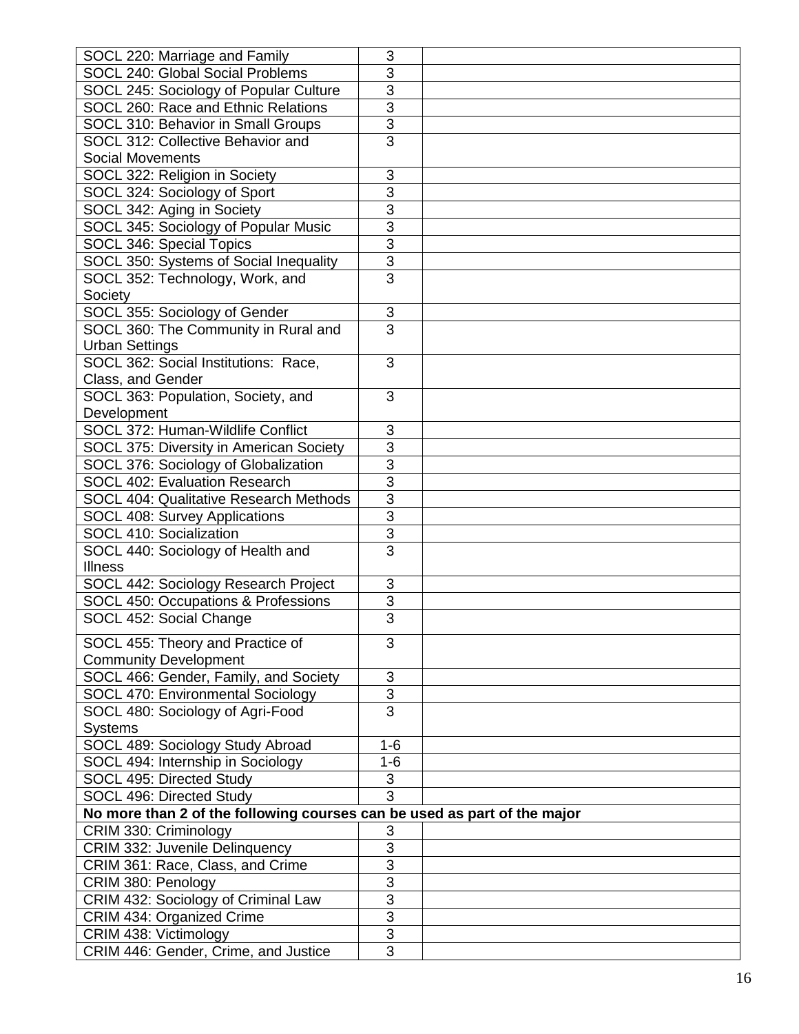| | | |
|---|---|---|
| SOCL 220: Marriage and Family | 3 | |
| SOCL 240: Global Social Problems | 3 | |
| SOCL 245: Sociology of Popular Culture | 3 | |
| SOCL 260: Race and Ethnic Relations | 3 | |
| SOCL 310: Behavior in Small Groups | 3 | |
| SOCL 312: Collective Behavior and Social Movements | 3 | |
| SOCL 322: Religion in Society | 3 | |
| SOCL 324: Sociology of Sport | 3 | |
| SOCL 342: Aging in Society | 3 | |
| SOCL 345: Sociology of Popular Music | 3 | |
| SOCL 346: Special Topics | 3 | |
| SOCL 350: Systems of Social Inequality | 3 | |
| SOCL 352: Technology, Work, and Society | 3 | |
| SOCL 355: Sociology of Gender | 3 | |
| SOCL 360: The Community in Rural and Urban Settings | 3 | |
| SOCL 362: Social Institutions: Race, Class, and Gender | 3 | |
| SOCL 363: Population, Society, and Development | 3 | |
| SOCL 372: Human-Wildlife Conflict | 3 | |
| SOCL 375: Diversity in American Society | 3 | |
| SOCL 376: Sociology of Globalization | 3 | |
| SOCL 402: Evaluation Research | 3 | |
| SOCL 404: Qualitative Research Methods | 3 | |
| SOCL 408: Survey Applications | 3 | |
| SOCL 410: Socialization | 3 | |
| SOCL 440: Sociology of Health and Illness | 3 | |
| SOCL 442: Sociology Research Project | 3 | |
| SOCL 450: Occupations & Professions | 3 | |
| SOCL 452: Social Change | 3 | |
| SOCL 455: Theory and Practice of Community Development | 3 | |
| SOCL 466: Gender, Family, and Society | 3 | |
| SOCL 470: Environmental Sociology | 3 | |
| SOCL 480: Sociology of Agri-Food Systems | 3 | |
| SOCL 489: Sociology Study Abroad | 1-6 | |
| SOCL 494: Internship in Sociology | 1-6 | |
| SOCL 495: Directed Study | 3 | |
| SOCL 496: Directed Study | 3 | |
| **No more than 2 of the following courses can be used as part of the major** | | |
| CRIM 330: Criminology | 3 | |
| CRIM 332: Juvenile Delinquency | 3 | |
| CRIM 361: Race, Class, and Crime | 3 | |
| CRIM 380: Penology | 3 | |
| CRIM 432: Sociology of Criminal Law | 3 | |
| CRIM 434: Organized Crime | 3 | |
| CRIM 438: Victimology | 3 | |
| CRIM 446: Gender, Crime, and Justice | 3 | |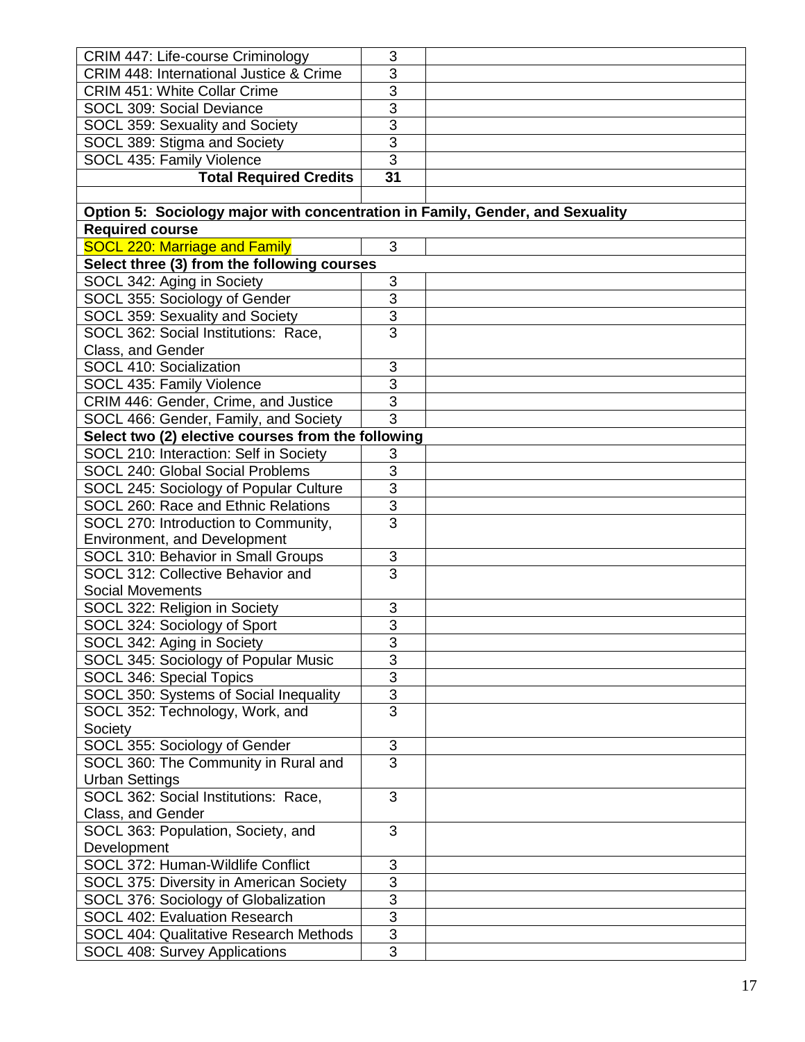| | | |
|---|---|---|
| CRIM 447: Life-course Criminology | 3 | |
| CRIM 448: International Justice & Crime | 3 | |
| CRIM 451: White Collar Crime | 3 | |
| SOCL 309: Social Deviance | 3 | |
| SOCL 359: Sexuality and Society | 3 | |
| SOCL 389: Stigma and Society | 3 | |
| SOCL 435: Family Violence | 3 | |
| **Total Required Credits** | **31** | |
| | | |
| **Option 5: Sociology major with concentration in Family, Gender, and Sexuality** | | |
| **Required course** | | |
| SOCL 220: Marriage and Family | 3 | |
| **Select three (3) from the following courses** | | |
| SOCL 342: Aging in Society | 3 | |
| SOCL 355: Sociology of Gender | 3 | |
| SOCL 359: Sexuality and Society | 3 | |
| SOCL 362: Social Institutions: Race, Class, and Gender | 3 | |
| SOCL 410: Socialization | 3 | |
| SOCL 435: Family Violence | 3 | |
| CRIM 446: Gender, Crime, and Justice | 3 | |
| SOCL 466: Gender, Family, and Society | 3 | |
| **Select two (2) elective courses from the following** | | |
| SOCL 210: Interaction: Self in Society | 3 | |
| SOCL 240: Global Social Problems | 3 | |
| SOCL 245: Sociology of Popular Culture | 3 | |
| SOCL 260: Race and Ethnic Relations | 3 | |
| SOCL 270: Introduction to Community, Environment, and Development | 3 | |
| SOCL 310: Behavior in Small Groups | 3 | |
| SOCL 312: Collective Behavior and Social Movements | 3 | |
| SOCL 322: Religion in Society | 3 | |
| SOCL 324: Sociology of Sport | 3 | |
| SOCL 342: Aging in Society | 3 | |
| SOCL 345: Sociology of Popular Music | 3 | |
| SOCL 346: Special Topics | 3 | |
| SOCL 350: Systems of Social Inequality | 3 | |
| SOCL 352: Technology, Work, and Society | 3 | |
| SOCL 355: Sociology of Gender | 3 | |
| SOCL 360: The Community in Rural and Urban Settings | 3 | |
| SOCL 362: Social Institutions: Race, Class, and Gender | 3 | |
| SOCL 363: Population, Society, and Development | 3 | |
| SOCL 372: Human-Wildlife Conflict | 3 | |
| SOCL 375: Diversity in American Society | 3 | |
| SOCL 376: Sociology of Globalization | 3 | |
| SOCL 402: Evaluation Research | 3 | |
| SOCL 404: Qualitative Research Methods | 3 | |
| SOCL 408: Survey Applications | 3 | |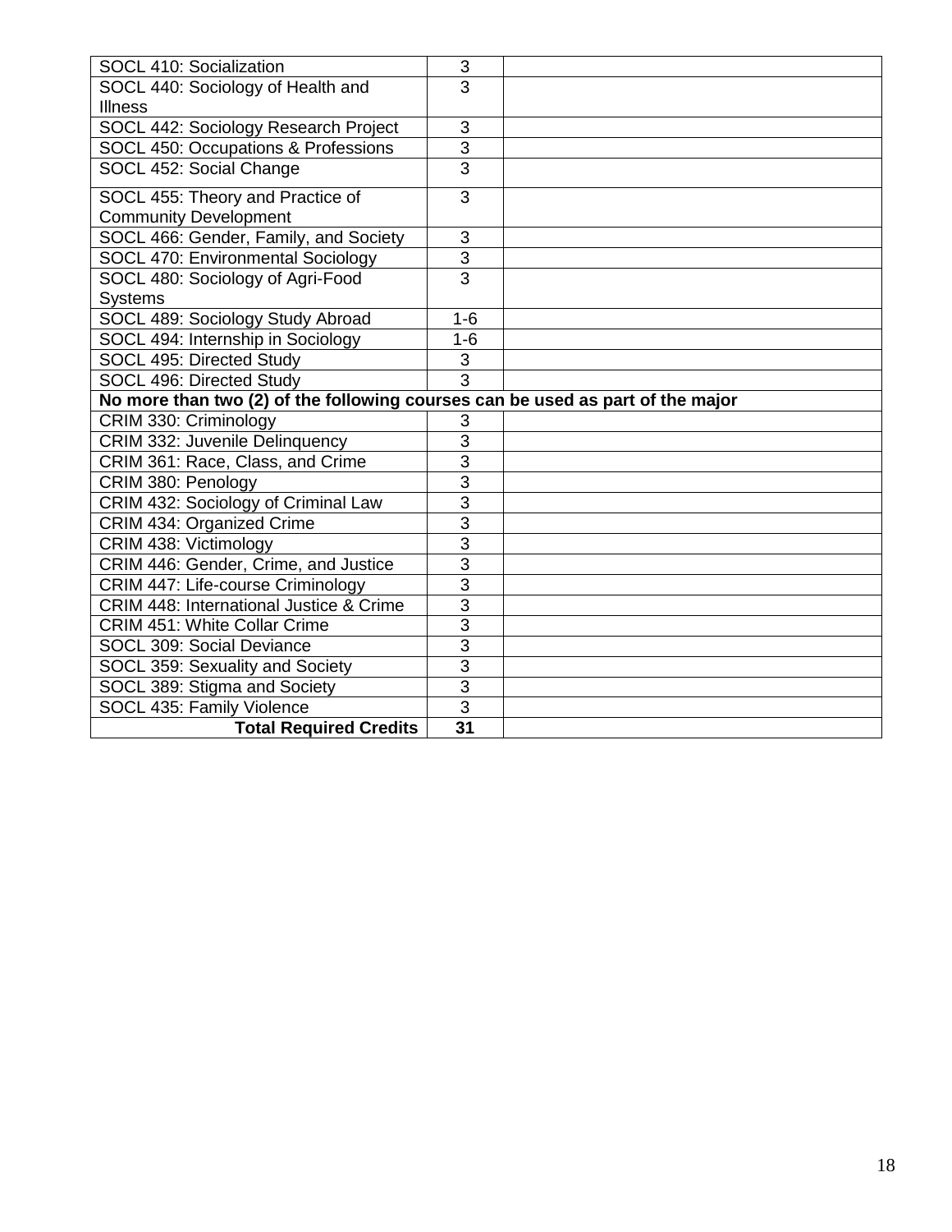| SOCL 410: Socialization | 3 | |
|---|---|---|
| SOCL 440: Sociology of Health and Illness | 3 | |
| SOCL 442: Sociology Research Project | 3 | |
| SOCL 450: Occupations & Professions | 3 | |
| SOCL 452: Social Change | 3 | |
| SOCL 455: Theory and Practice of Community Development | 3 | |
| SOCL 466: Gender, Family, and Society | 3 | |
| SOCL 470: Environmental Sociology | 3 | |
| SOCL 480: Sociology of Agri-Food Systems | 3 | |
| SOCL 489: Sociology Study Abroad | 1-6 | |
| SOCL 494: Internship in Sociology | 1-6 | |
| SOCL 495: Directed Study | 3 | |
| SOCL 496: Directed Study | 3 | |
| **No more than two (2) of the following courses can be used as part of the major** | | |
| CRIM 330: Criminology | 3 | |
| CRIM 332: Juvenile Delinquency | 3 | |
| CRIM 361: Race, Class, and Crime | 3 | |
| CRIM 380: Penology | 3 | |
| CRIM 432: Sociology of Criminal Law | 3 | |
| CRIM 434: Organized Crime | 3 | |
| CRIM 438: Victimology | 3 | |
| CRIM 446: Gender, Crime, and Justice | 3 | |
| CRIM 447: Life-course Criminology | 3 | |
| CRIM 448: International Justice & Crime | 3 | |
| CRIM 451: White Collar Crime | 3 | |
| SOCL 309: Social Deviance | 3 | |
| SOCL 359: Sexuality and Society | 3 | |
| SOCL 389: Stigma and Society | 3 | |
| SOCL 435: Family Violence | 3 | |
| **Total Required Credits** | **31** | |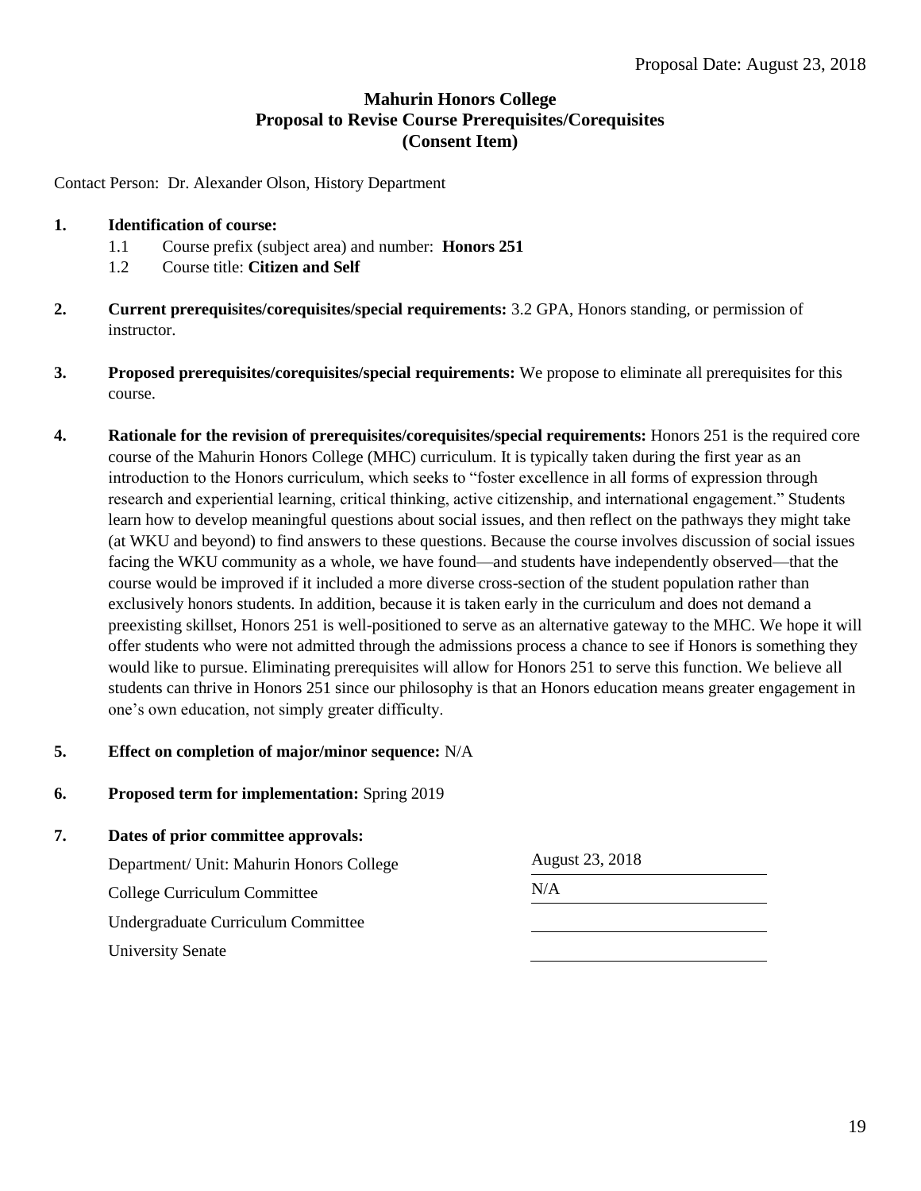Proposal Date: August 23, 2018

**Mahurin Honors College**
**Proposal to Revise Course Prerequisites/Corequisites**
**(Consent Item)**

Contact Person: Dr. Alexander Olson, History Department

1. **Identification of course:**
   - 1.1 Course prefix (subject area) and number: **Honors 251**
   - 1.2 Course title: **Citizen and Self**

2. **Current prerequisites/corequisites/special requirements:** 3.2 GPA, Honors standing, or permission of instructor.

3. **Proposed prerequisites/corequisites/special requirements:** We propose to eliminate all prerequisites for this course.

4. **Rationale for the revision of prerequisites/corequisites/special requirements:** Honors 251 is the required core course of the Mahurin Honors College (MHC) curriculum. It is typically taken during the first year as an introduction to the Honors curriculum, which seeks to "foster excellence in all forms of expression through research and experiential learning, critical thinking, active citizenship, and international engagement." Students learn how to develop meaningful questions about social issues, and then reflect on the pathways they might take (at WKU and beyond) to find answers to these questions. Because the course involves discussion of social issues facing the WKU community as a whole, we have found—and students have independently observed—that the course would be improved if it included a more diverse cross-section of the student population rather than exclusively honors students. In addition, because it is taken early in the curriculum and does not demand a preexisting skillset, Honors 251 is well-positioned to serve as an alternative gateway to the MHC. We hope it will offer students who were not admitted through the admissions process a chance to see if Honors is something they would like to pursue. Eliminating prerequisites will allow for Honors 251 to serve this function. We believe all students can thrive in Honors 251 since our philosophy is that an Honors education means greater engagement in one's own education, not simply greater difficulty.

5. **Effect on completion of major/minor sequence:** N/A

6. **Proposed term for implementation:** Spring 2019

7. **Dates of prior committee approvals:**

| | |
|---|---|
| Department/ Unit: Mahurin Honors College | August 23, 2018 |
| College Curriculum Committee | N/A |
| Undergraduate Curriculum Committee | |
| University Senate | |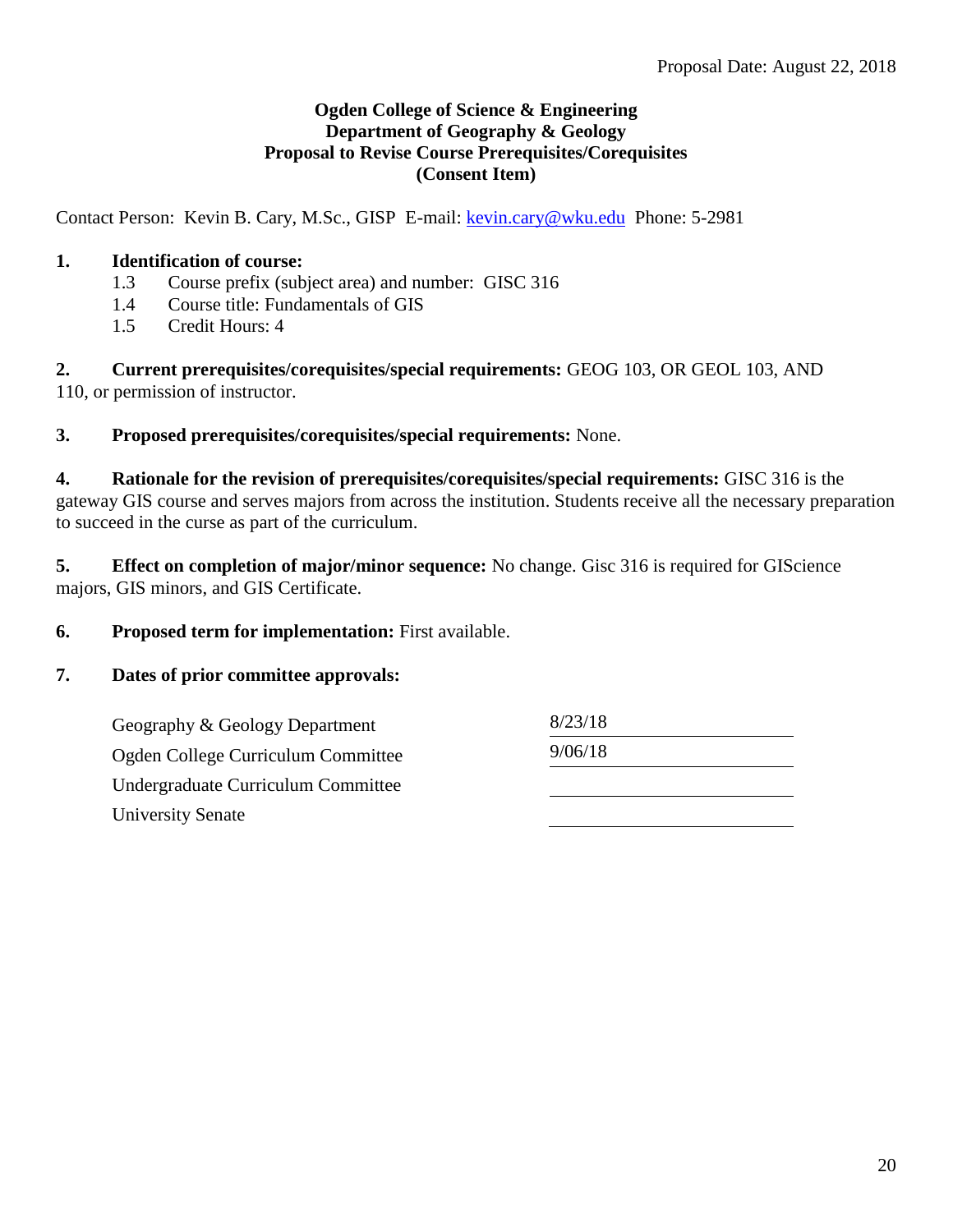Proposal Date: August 22, 2018

**Ogden College of Science & Engineering**
**Department of Geography & Geology**
**Proposal to Revise Course Prerequisites/Corequisites**
**(Consent Item)**

Contact Person: Kevin B. Cary, M.Sc., GISP E-mail: kevin.cary@wku.edu Phone: 5-2981

**1. Identification of course:**

- 1.3 Course prefix (subject area) and number: GISC 316
- 1.4 Course title: Fundamentals of GIS
- 1.5 Credit Hours: 4

**2. Current prerequisites/corequisites/special requirements:** GEOG 103, OR GEOL 103, AND 110, or permission of instructor.

**3. Proposed prerequisites/corequisites/special requirements:** None.

**4. Rationale for the revision of prerequisites/corequisites/special requirements:** GISC 316 is the gateway GIS course and serves majors from across the institution. Students receive all the necessary preparation to succeed in the curse as part of the curriculum.

**5. Effect on completion of major/minor sequence:** No change. Gisc 316 is required for GIScience majors, GIS minors, and GIS Certificate.

**6. Proposed term for implementation:** First available.

**7. Dates of prior committee approvals:**

| | |
|---|---|
| Geography & Geology Department | 8/23/18 |
| Ogden College Curriculum Committee | 9/06/18 |
| Undergraduate Curriculum Committee | |
| University Senate | |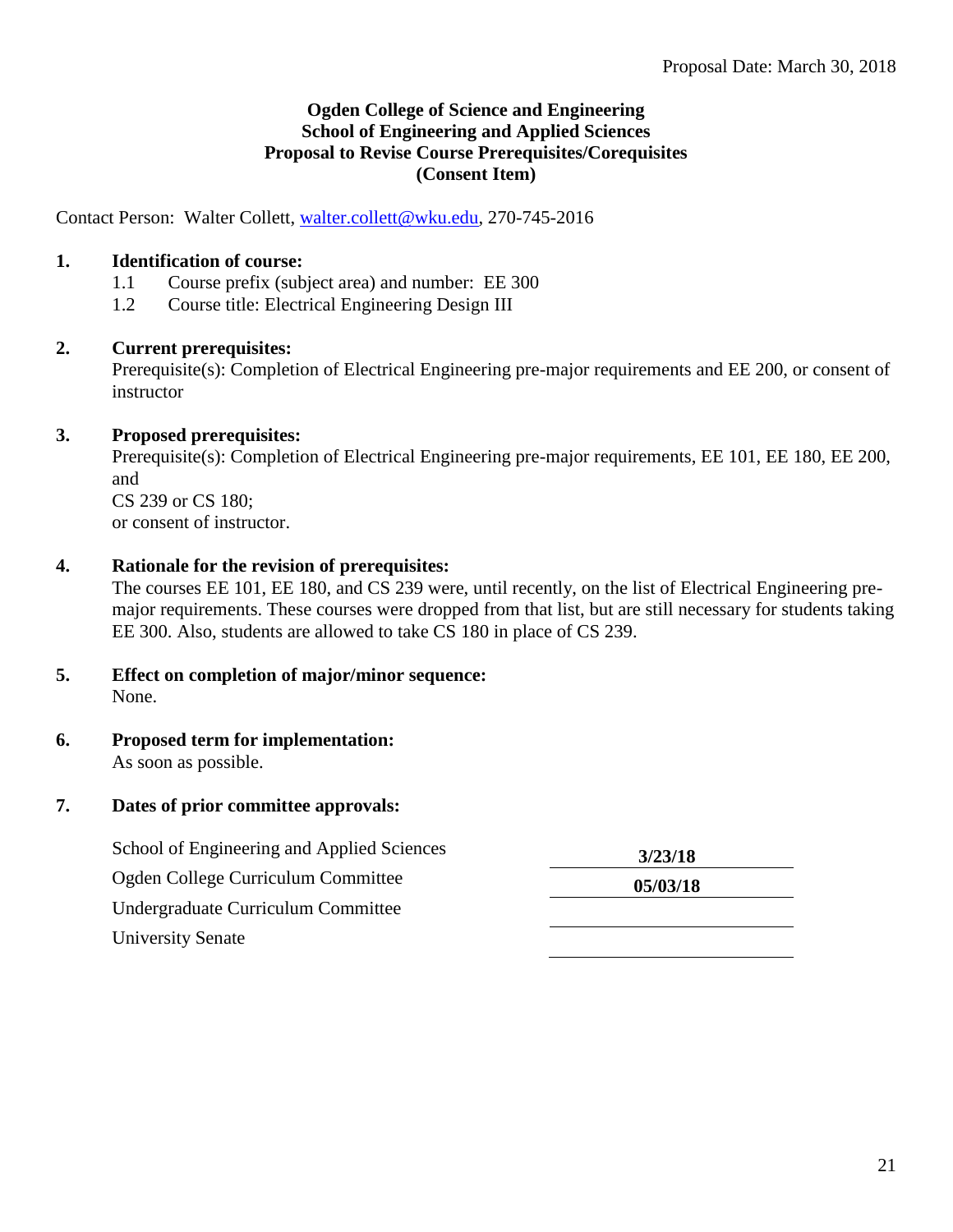Proposal Date: March 30, 2018

**Ogden College of Science and Engineering**
**School of Engineering and Applied Sciences**
**Proposal to Revise Course Prerequisites/Corequisites**
**(Consent Item)**

Contact Person: Walter Collett, walter.collett@wku.edu, 270-745-2016

**1. Identification of course:**

1.1 Course prefix (subject area) and number: EE 300

1.2 Course title: Electrical Engineering Design III

**2. Current prerequisites:**

Prerequisite(s): Completion of Electrical Engineering pre-major requirements and EE 200, or consent of instructor

**3. Proposed prerequisites:**

Prerequisite(s): Completion of Electrical Engineering pre-major requirements, EE 101, EE 180, EE 200, and
CS 239 or CS 180;
or consent of instructor.

**4. Rationale for the revision of prerequisites:**

The courses EE 101, EE 180, and CS 239 were, until recently, on the list of Electrical Engineering pre-major requirements. These courses were dropped from that list, but are still necessary for students taking EE 300. Also, students are allowed to take CS 180 in place of CS 239.

**5. Effect on completion of major/minor sequence:**

None.

**6. Proposed term for implementation:**

As soon as possible.

**7. Dates of prior committee approvals:**

| | |
|---|---|
| School of Engineering and Applied Sciences | **3/23/18** |
| Ogden College Curriculum Committee | **05/03/18** |
| Undergraduate Curriculum Committee | |
| University Senate | |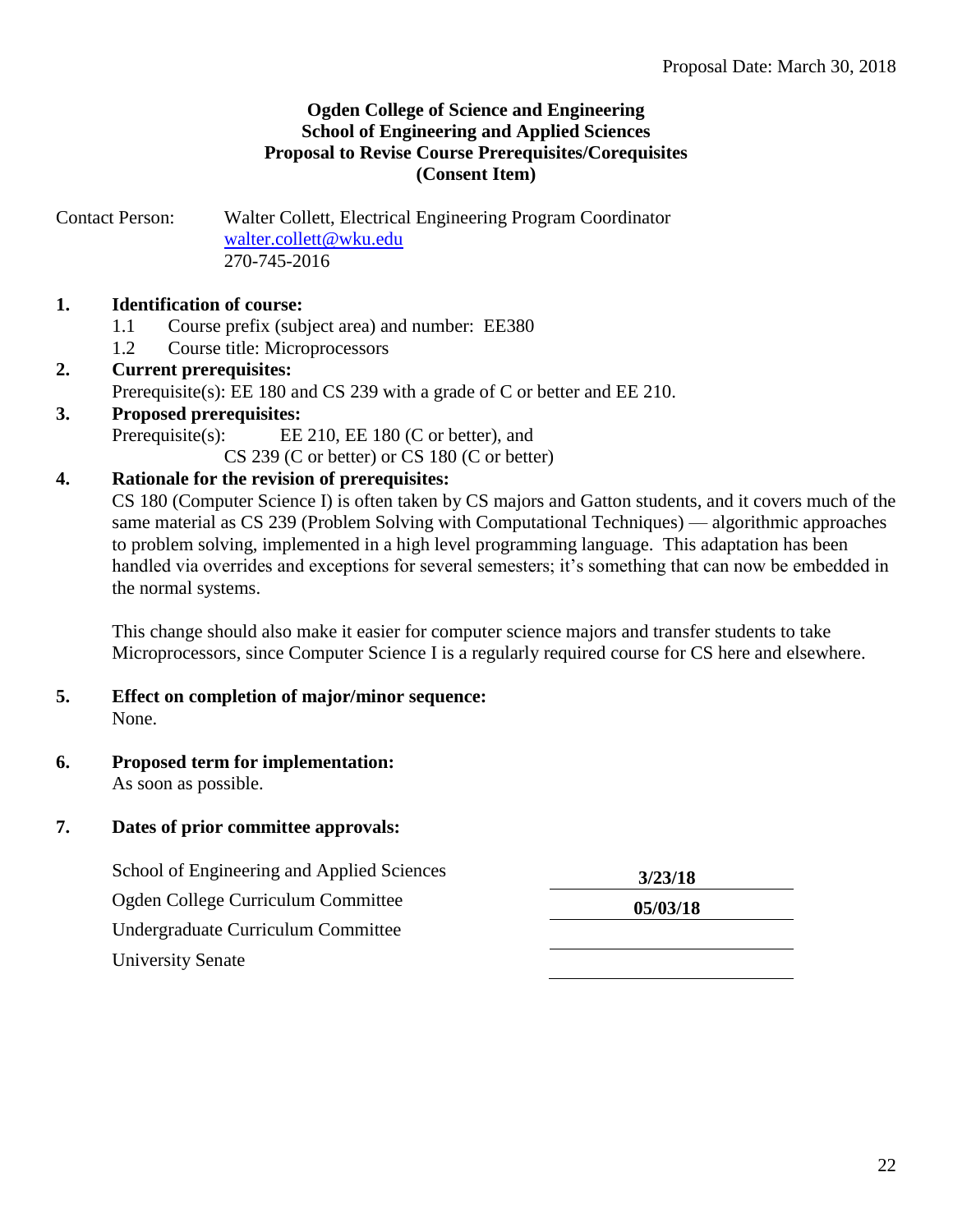Proposal Date: March 30, 2018

**Ogden College of Science and Engineering**
**School of Engineering and Applied Sciences**
**Proposal to Revise Course Prerequisites/Corequisites**
**(Consent Item)**

Contact Person: Walter Collett, Electrical Engineering Program Coordinator
walter.collett@wku.edu
270-745-2016

**1. Identification of course:**

1.1 Course prefix (subject area) and number: EE380

1.2 Course title: Microprocessors

**2. Current prerequisites:**

Prerequisite(s): EE 180 and CS 239 with a grade of C or better and EE 210.

**3. Proposed prerequisites:**

Prerequisite(s): EE 210, EE 180 (C or better), and
CS 239 (C or better) or CS 180 (C or better)

**4. Rationale for the revision of prerequisites:**

CS 180 (Computer Science I) is often taken by CS majors and Gatton students, and it covers much of the same material as CS 239 (Problem Solving with Computational Techniques) — algorithmic approaches to problem solving, implemented in a high level programming language. This adaptation has been handled via overrides and exceptions for several semesters; it's something that can now be embedded in the normal systems.

This change should also make it easier for computer science majors and transfer students to take Microprocessors, since Computer Science I is a regularly required course for CS here and elsewhere.

**5. Effect on completion of major/minor sequence:**

None.

**6. Proposed term for implementation:**

As soon as possible.

**7. Dates of prior committee approvals:**

| Committee | Date |
| --- | --- |
| School of Engineering and Applied Sciences | **3/23/18** |
| Ogden College Curriculum Committee | **05/03/18** |
| Undergraduate Curriculum Committee | |
| University Senate | |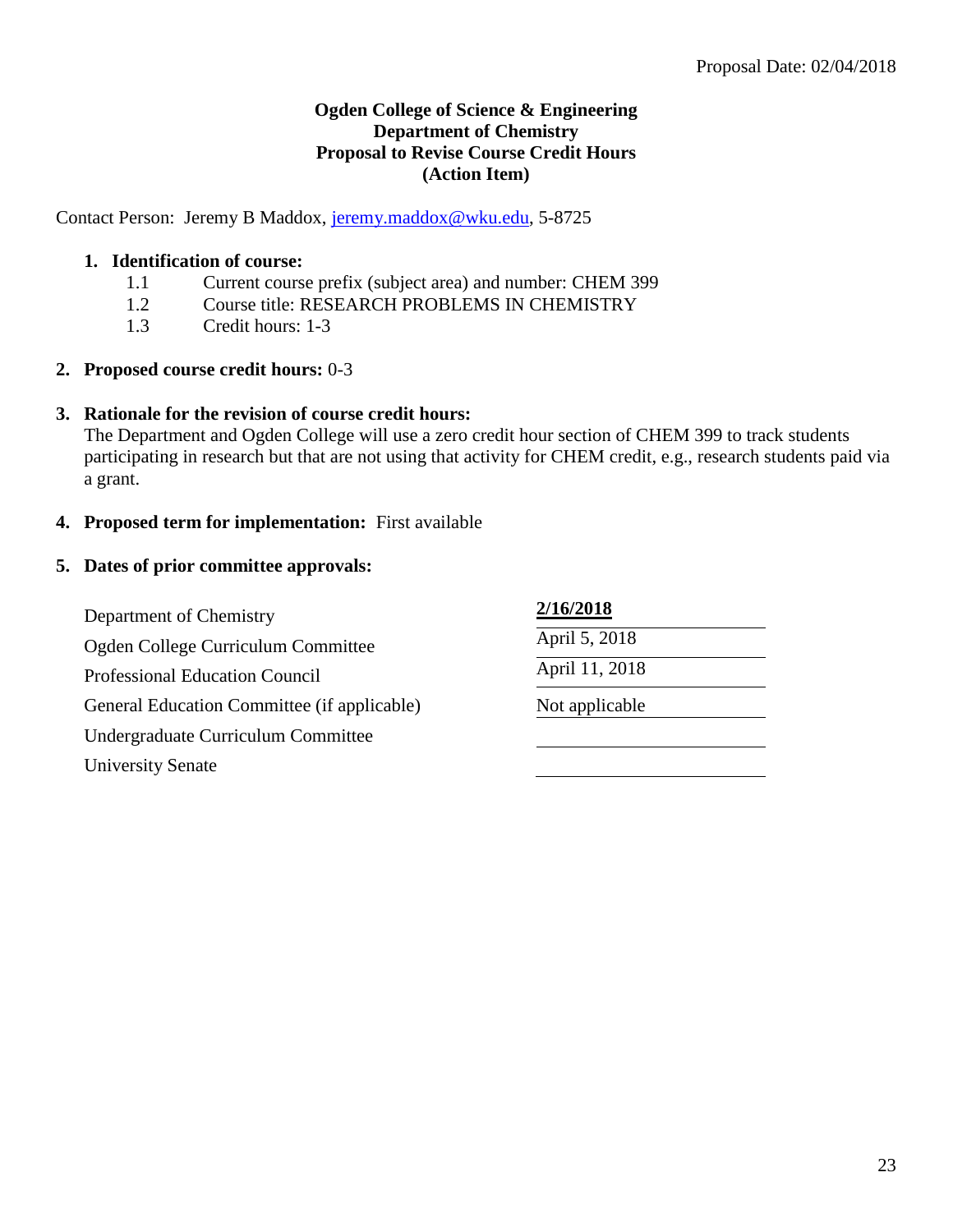Proposal Date: 02/04/2018

**Ogden College of Science & Engineering**
**Department of Chemistry**
**Proposal to Revise Course Credit Hours**
**(Action Item)**

Contact Person: Jeremy B Maddox, jeremy.maddox@wku.edu, 5-8725

1. **Identification of course:**
   - 1.1 Current course prefix (subject area) and number: CHEM 399
   - 1.2 Course title: RESEARCH PROBLEMS IN CHEMISTRY
   - 1.3 Credit hours: 1-3

2. **Proposed course credit hours:** 0-3

3. **Rationale for the revision of course credit hours:**
   The Department and Ogden College will use a zero credit hour section of CHEM 399 to track students participating in research but that are not using that activity for CHEM credit, e.g., research students paid via a grant.

4. **Proposed term for implementation:** First available

5. **Dates of prior committee approvals:**

| Committee | Date |
|---|---|
| Department of Chemistry | **2/16/2018** |
| Ogden College Curriculum Committee | April 5, 2018 |
| Professional Education Council | April 11, 2018 |
| General Education Committee (if applicable) | Not applicable |
| Undergraduate Curriculum Committee | |
| University Senate | |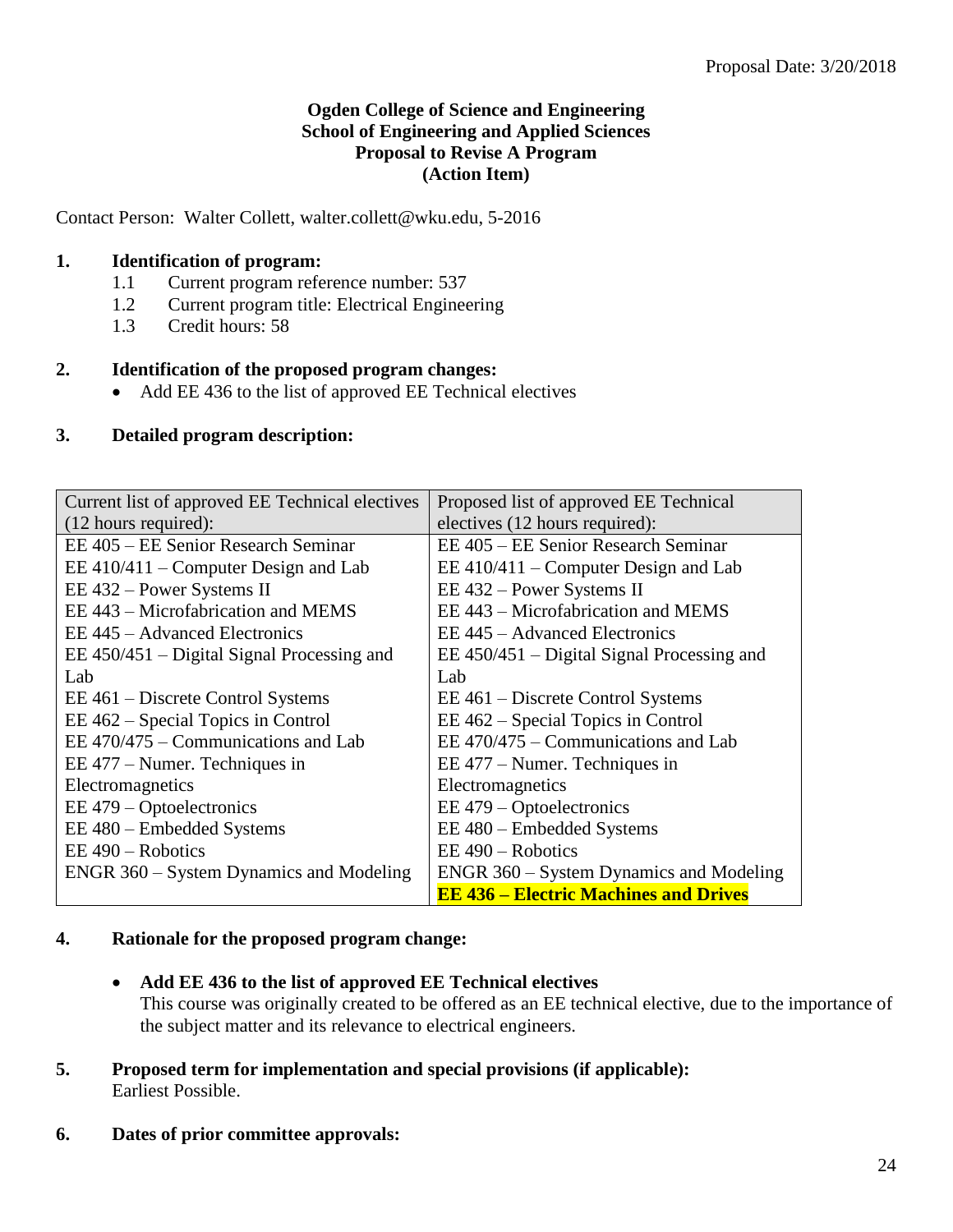Proposal Date: 3/20/2018

**Ogden College of Science and Engineering**
**School of Engineering and Applied Sciences**
**Proposal to Revise A Program**
**(Action Item)**

Contact Person: Walter Collett, walter.collett@wku.edu, 5-2016

**1. Identification of program:**

1.1 Current program reference number: 537
1.2 Current program title: Electrical Engineering
1.3 Credit hours: 58

**2. Identification of the proposed program changes:**

- Add EE 436 to the list of approved EE Technical electives

**3. Detailed program description:**

| Current list of approved EE Technical electives (12 hours required): | Proposed list of approved EE Technical electives (12 hours required): |
|---|---|
| EE 405 – EE Senior Research Seminar | EE 405 – EE Senior Research Seminar |
| EE 410/411 – Computer Design and Lab | EE 410/411 – Computer Design and Lab |
| EE 432 – Power Systems II | EE 432 – Power Systems II |
| EE 443 – Microfabrication and MEMS | EE 443 – Microfabrication and MEMS |
| EE 445 – Advanced Electronics | EE 445 – Advanced Electronics |
| EE 450/451 – Digital Signal Processing and Lab | EE 450/451 – Digital Signal Processing and Lab |
| EE 461 – Discrete Control Systems | EE 461 – Discrete Control Systems |
| EE 462 – Special Topics in Control | EE 462 – Special Topics in Control |
| EE 470/475 – Communications and Lab | EE 470/475 – Communications and Lab |
| EE 477 – Numer. Techniques in Electromagnetics | EE 477 – Numer. Techniques in Electromagnetics |
| EE 479 – Optoelectronics | EE 479 – Optoelectronics |
| EE 480 – Embedded Systems | EE 480 – Embedded Systems |
| EE 490 – Robotics | EE 490 – Robotics |
| ENGR 360 – System Dynamics and Modeling | ENGR 360 – System Dynamics and Modeling |
| | **EE 436 – Electric Machines and Drives** |

**4. Rationale for the proposed program change:**

- **Add EE 436 to the list of approved EE Technical electives**
  This course was originally created to be offered as an EE technical elective, due to the importance of the subject matter and its relevance to electrical engineers.

**5. Proposed term for implementation and special provisions (if applicable):**
Earliest Possible.

**6. Dates of prior committee approvals:**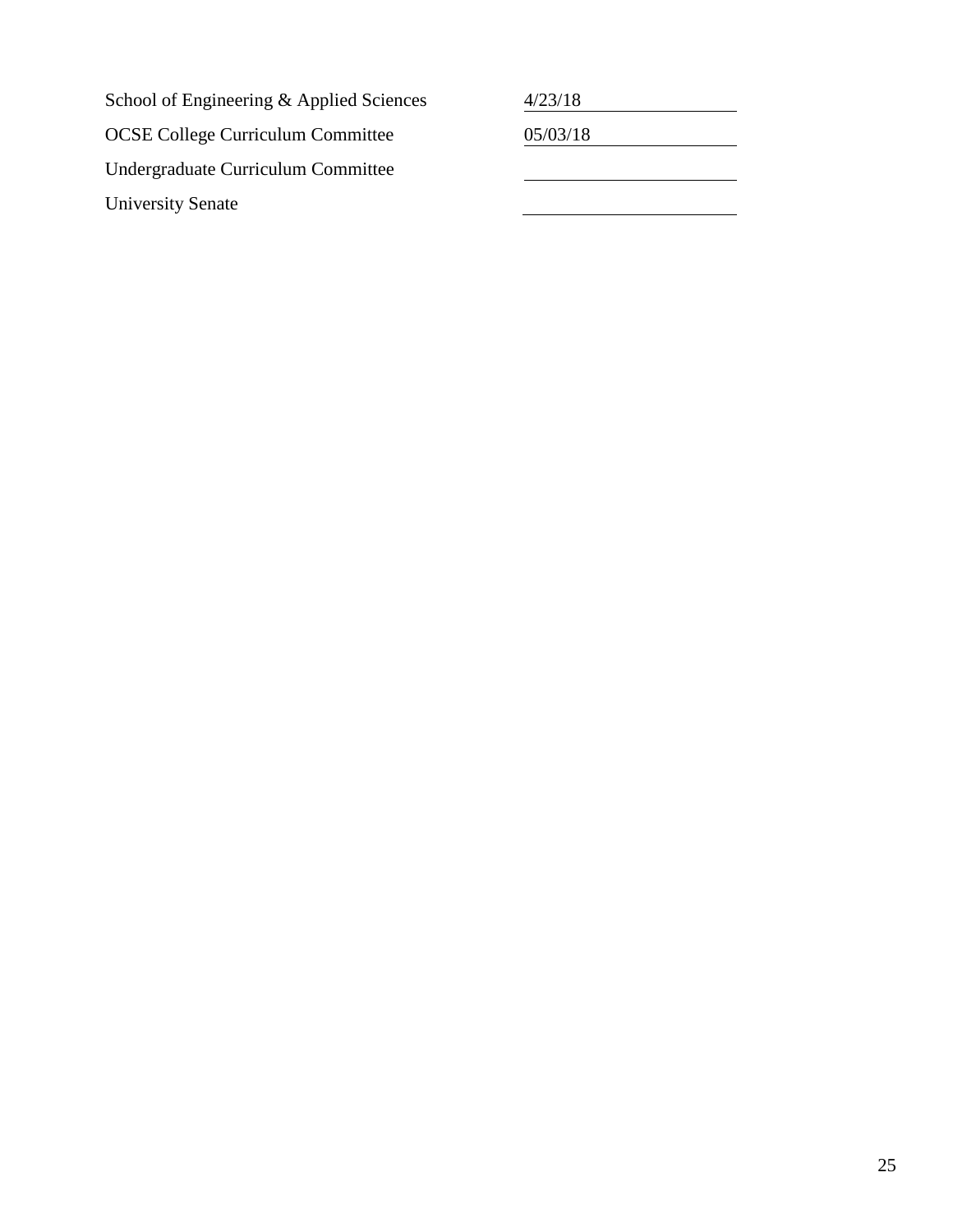| | |
|---|---|
| School of Engineering & Applied Sciences | 4/23/18 |
| OCSE College Curriculum Committee | 05/03/18 |
| Undergraduate Curriculum Committee | |
| University Senate | |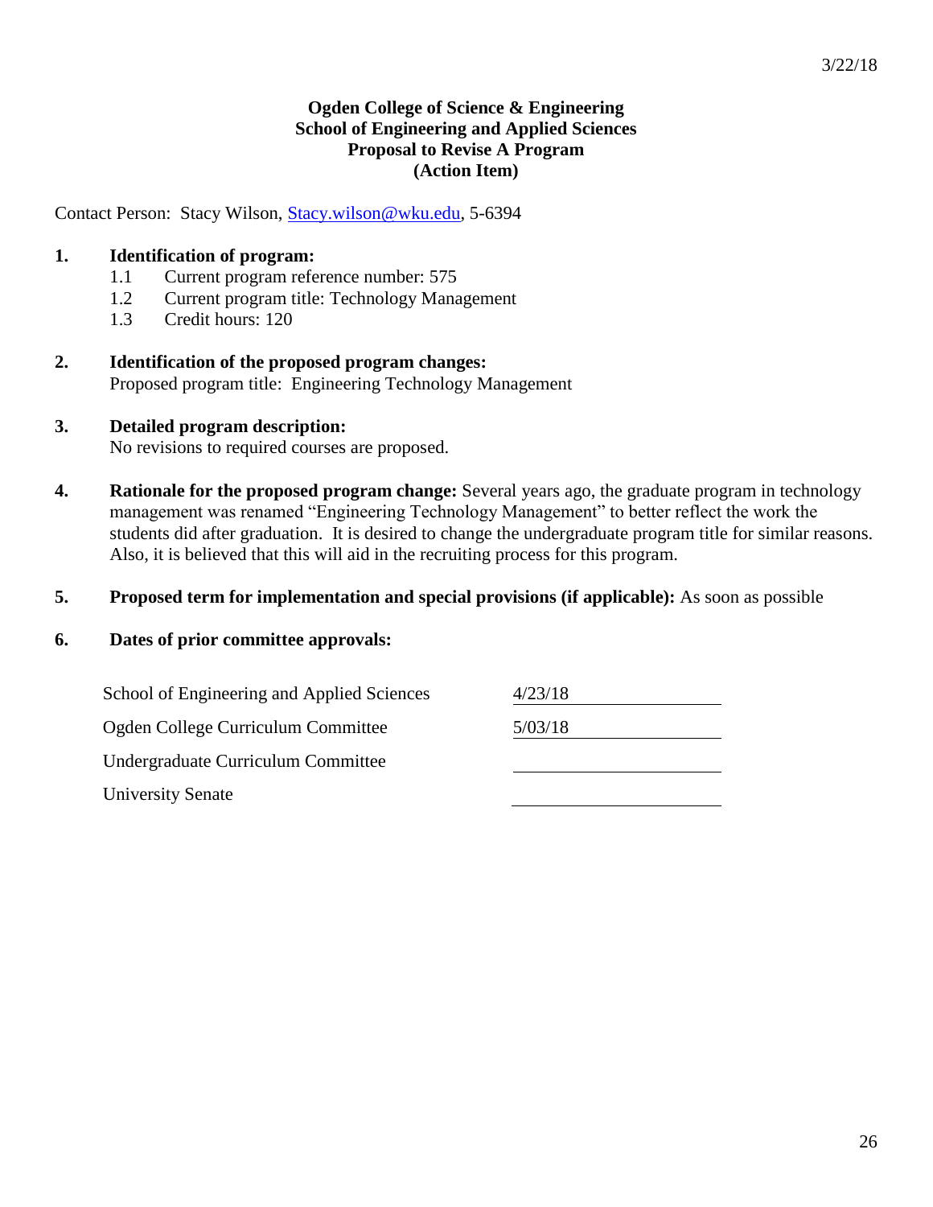3/22/18

**Ogden College of Science & Engineering**
**School of Engineering and Applied Sciences**
**Proposal to Revise A Program**
**(Action Item)**

Contact Person: Stacy Wilson, Stacy.wilson@wku.edu, 5-6394

**1. Identification of program:**

1.1 Current program reference number: 575

1.2 Current program title: Technology Management

1.3 Credit hours: 120

**2. Identification of the proposed program changes:**

Proposed program title: Engineering Technology Management

**3. Detailed program description:**

No revisions to required courses are proposed.

**4. Rationale for the proposed program change:** Several years ago, the graduate program in technology management was renamed "Engineering Technology Management" to better reflect the work the students did after graduation. It is desired to change the undergraduate program title for similar reasons. Also, it is believed that this will aid in the recruiting process for this program.

**5. Proposed term for implementation and special provisions (if applicable):** As soon as possible

**6. Dates of prior committee approvals:**

| | |
|---|---|
| School of Engineering and Applied Sciences | 4/23/18 |
| Ogden College Curriculum Committee | 5/03/18 |
| Undergraduate Curriculum Committee | |
| University Senate | |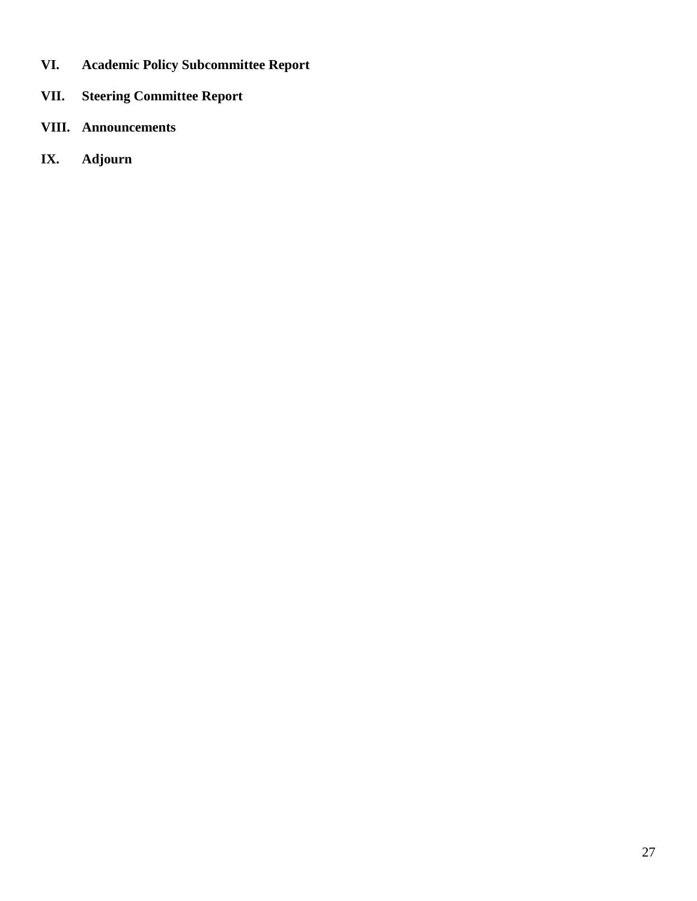**VI. Academic Policy Subcommittee Report**

**VII. Steering Committee Report**

**VIII. Announcements**

**IX. Adjourn**